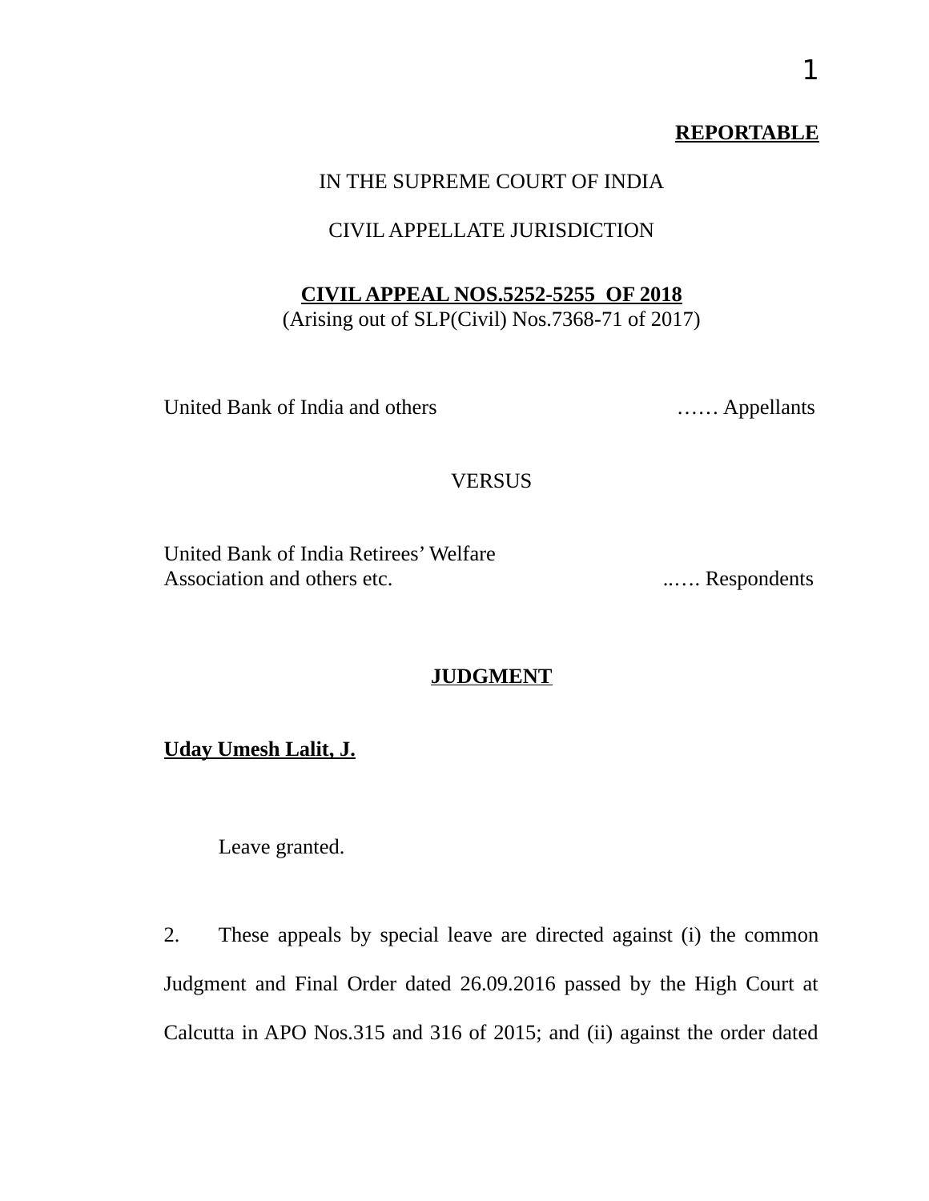**REPORTABLE**

IN THE SUPREME COURT OF INDIA

CIVIL APPELLATE JURISDICTION

**CIVIL APPEAL NOS.5252-5255 OF 2018**
(Arising out of SLP(Civil) Nos.7368-71 of 2017)

United Bank of India and others …… Appellants

VERSUS

United Bank of India Retirees' Welfare Association and others etc. ..…. Respondents

**JUDGMENT**

**Uday Umesh Lalit, J.**

Leave granted.

2. These appeals by special leave are directed against (i) the common Judgment and Final Order dated 26.09.2016 passed by the High Court at Calcutta in APO Nos.315 and 316 of 2015; and (ii) against the order dated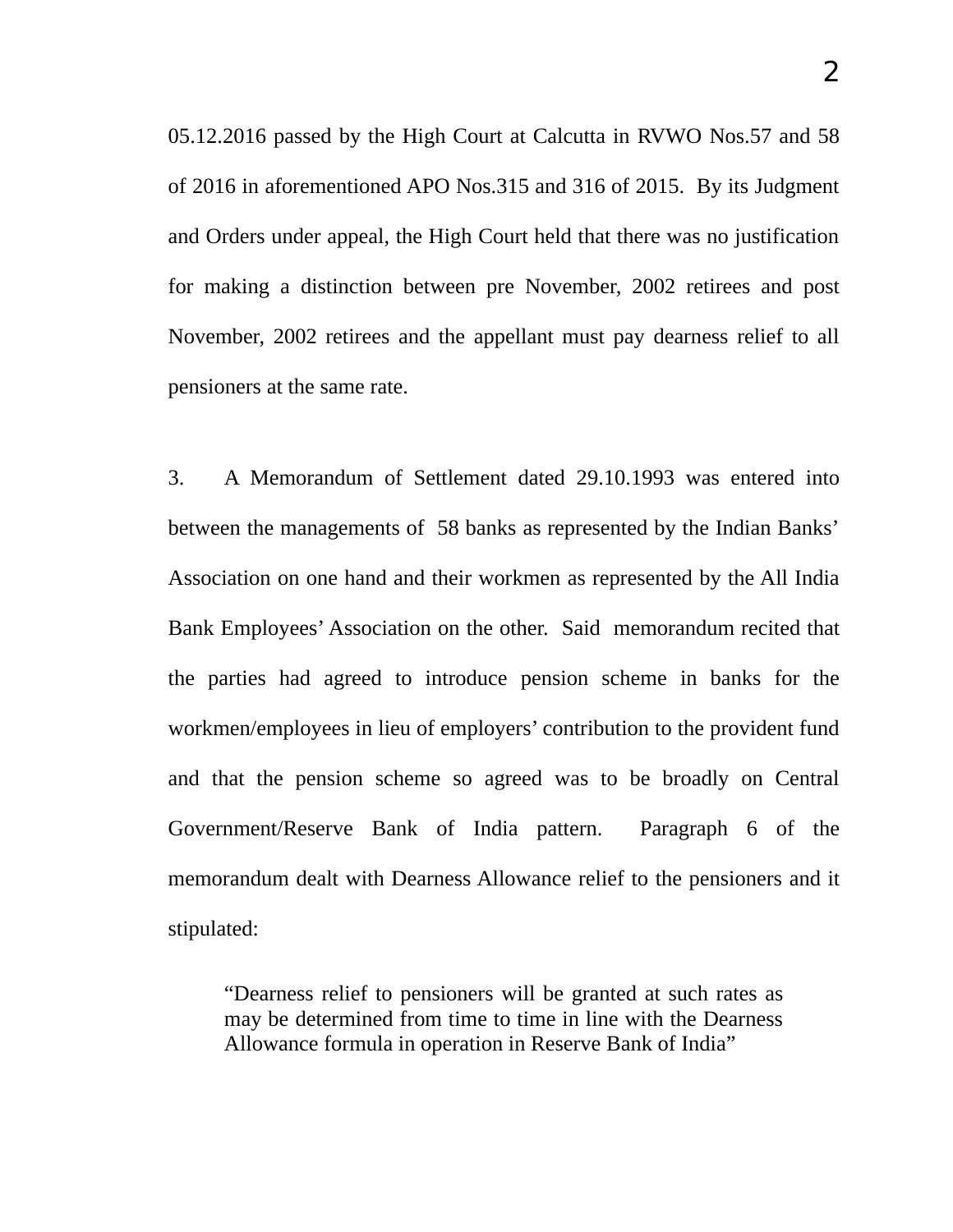05.12.2016 passed by the High Court at Calcutta in RVWO Nos.57 and 58 of 2016 in aforementioned APO Nos.315 and 316 of 2015. By its Judgment and Orders under appeal, the High Court held that there was no justification for making a distinction between pre November, 2002 retirees and post November, 2002 retirees and the appellant must pay dearness relief to all pensioners at the same rate.

3. A Memorandum of Settlement dated 29.10.1993 was entered into between the managements of 58 banks as represented by the Indian Banks' Association on one hand and their workmen as represented by the All India Bank Employees' Association on the other. Said memorandum recited that the parties had agreed to introduce pension scheme in banks for the workmen/employees in lieu of employers' contribution to the provident fund and that the pension scheme so agreed was to be broadly on Central Government/Reserve Bank of India pattern. Paragraph 6 of the memorandum dealt with Dearness Allowance relief to the pensioners and it stipulated:

> "Dearness relief to pensioners will be granted at such rates as may be determined from time to time in line with the Dearness Allowance formula in operation in Reserve Bank of India"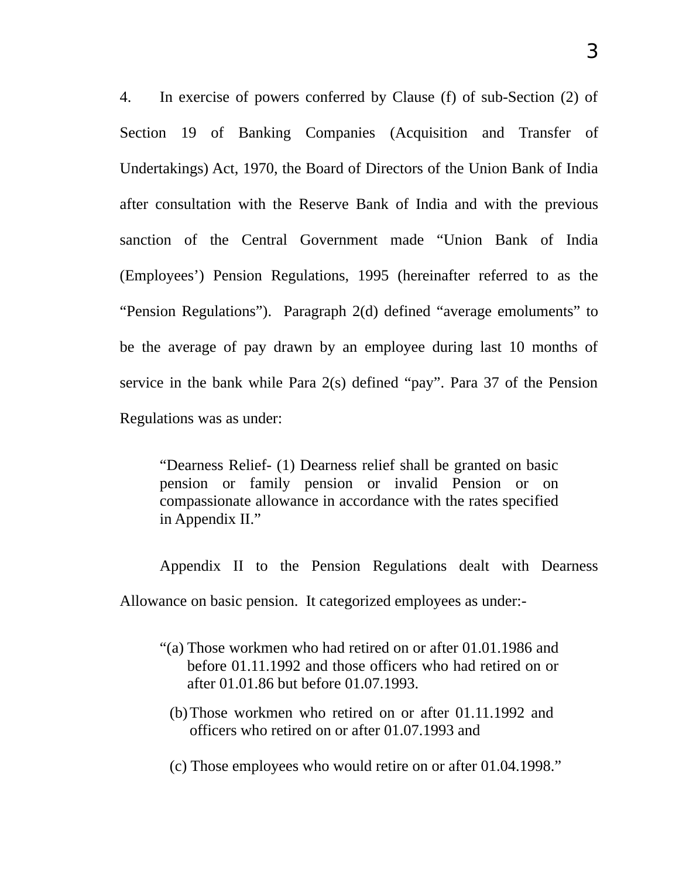4. In exercise of powers conferred by Clause (f) of sub-Section (2) of Section 19 of Banking Companies (Acquisition and Transfer of Undertakings) Act, 1970, the Board of Directors of the Union Bank of India after consultation with the Reserve Bank of India and with the previous sanction of the Central Government made "Union Bank of India (Employees') Pension Regulations, 1995 (hereinafter referred to as the "Pension Regulations"). Paragraph 2(d) defined "average emoluments" to be the average of pay drawn by an employee during last 10 months of service in the bank while Para 2(s) defined "pay". Para 37 of the Pension Regulations was as under:

> "Dearness Relief- (1) Dearness relief shall be granted on basic pension or family pension or invalid Pension or on compassionate allowance in accordance with the rates specified in Appendix II."

Appendix II to the Pension Regulations dealt with Dearness Allowance on basic pension. It categorized employees as under:-

> "(a) Those workmen who had retired on or after 01.01.1986 and before 01.11.1992 and those officers who had retired on or after 01.01.86 but before 01.07.1993.
>
> (b) Those workmen who retired on or after 01.11.1992 and officers who retired on or after 01.07.1993 and
>
> (c) Those employees who would retire on or after 01.04.1998."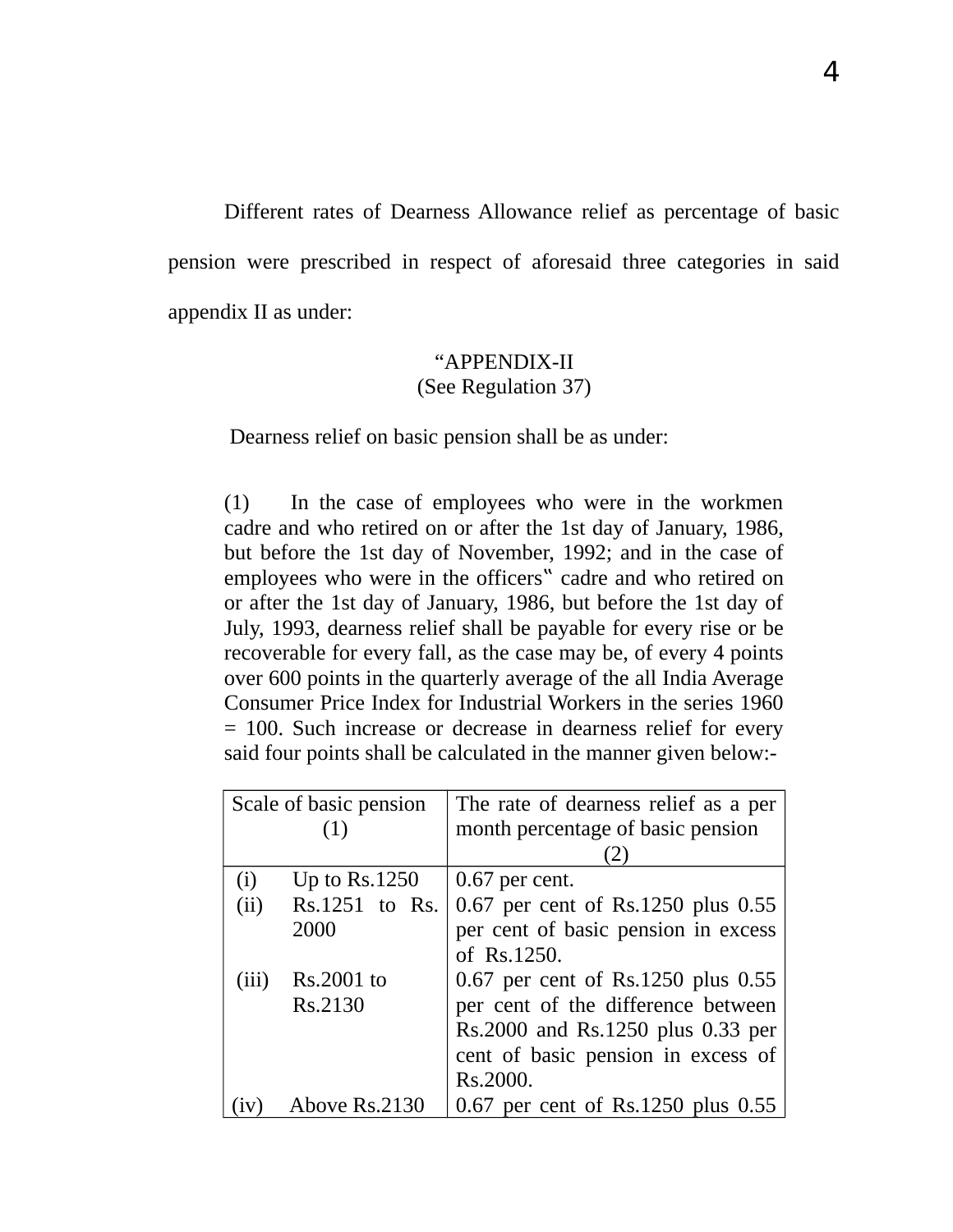Different rates of Dearness Allowance relief as percentage of basic pension were prescribed in respect of aforesaid three categories in said appendix II as under:

"APPENDIX-II
(See Regulation 37)

Dearness relief on basic pension shall be as under:

(1) In the case of employees who were in the workmen cadre and who retired on or after the 1st day of January, 1986, but before the 1st day of November, 1992; and in the case of employees who were in the officers" cadre and who retired on or after the 1st day of January, 1986, but before the 1st day of July, 1993, dearness relief shall be payable for every rise or be recoverable for every fall, as the case may be, of every 4 points over 600 points in the quarterly average of the all India Average Consumer Price Index for Industrial Workers in the series 1960 = 100. Such increase or decrease in dearness relief for every said four points shall be calculated in the manner given below:-

| Scale of basic pension (1) | The rate of dearness relief as a per month percentage of basic pension (2) |
|---|---|
| (i) Up to Rs.1250 | 0.67 per cent. |
| (ii) Rs.1251 to Rs. 2000 | 0.67 per cent of Rs.1250 plus 0.55 per cent of basic pension in excess of Rs.1250. |
| (iii) Rs.2001 to Rs.2130 | 0.67 per cent of Rs.1250 plus 0.55 per cent of the difference between Rs.2000 and Rs.1250 plus 0.33 per cent of basic pension in excess of Rs.2000. |
| (iv) Above Rs.2130 | 0.67 per cent of Rs.1250 plus 0.55 |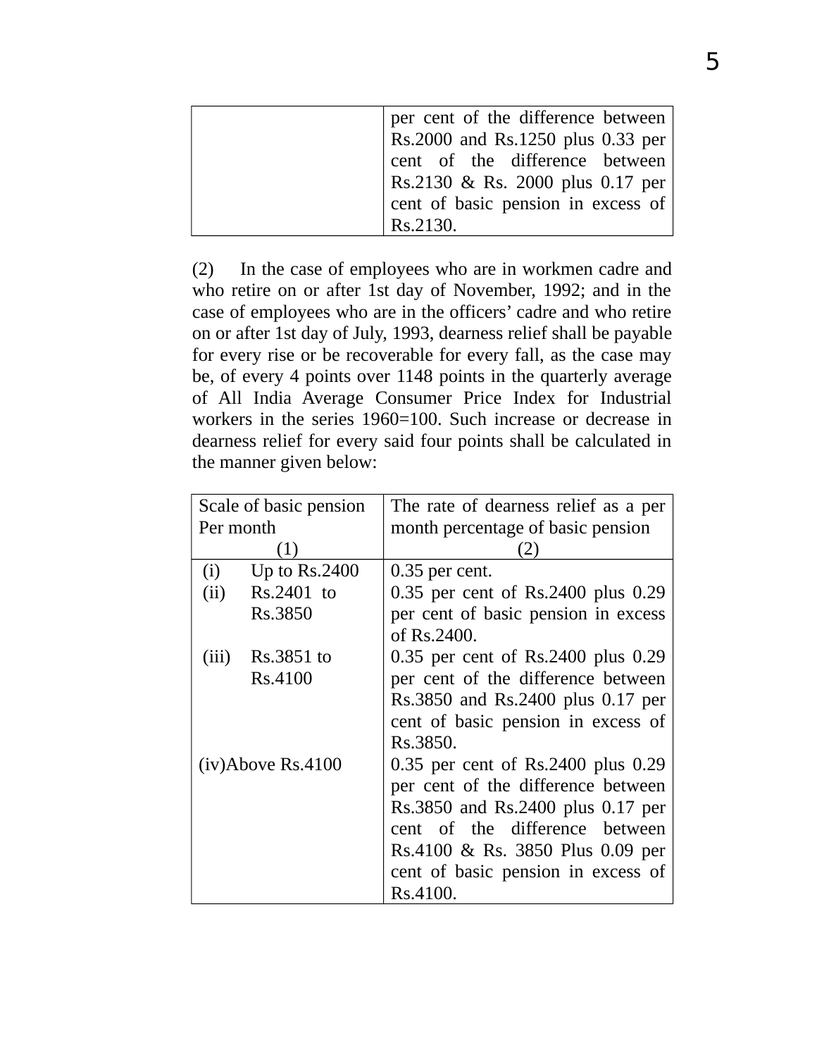| | |
|---|---|
| | per cent of the difference between Rs.2000 and Rs.1250 plus 0.33 per cent of the difference between Rs.2130 & Rs. 2000 plus 0.17 per cent of basic pension in excess of Rs.2130. |

(2) In the case of employees who are in workmen cadre and who retire on or after 1st day of November, 1992; and in the case of employees who are in the officers' cadre and who retire on or after 1st day of July, 1993, dearness relief shall be payable for every rise or be recoverable for every fall, as the case may be, of every 4 points over 1148 points in the quarterly average of All India Average Consumer Price Index for Industrial workers in the series 1960=100. Such increase or decrease in dearness relief for every said four points shall be calculated in the manner given below:

| Scale of basic pension Per month (1) | The rate of dearness relief as a per month percentage of basic pension (2) |
|---|---|
| (i) Up to Rs.2400 | 0.35 per cent. |
| (ii) Rs.2401 to Rs.3850 | 0.35 per cent of Rs.2400 plus 0.29 per cent of basic pension in excess of Rs.2400. |
| (iii) Rs.3851 to Rs.4100 | 0.35 per cent of Rs.2400 plus 0.29 per cent of the difference between Rs.3850 and Rs.2400 plus 0.17 per cent of basic pension in excess of Rs.3850. |
| (iv) Above Rs.4100 | 0.35 per cent of Rs.2400 plus 0.29 per cent of the difference between Rs.3850 and Rs.2400 plus 0.17 per cent of the difference between Rs.4100 & Rs. 3850 Plus 0.09 per cent of basic pension in excess of Rs.4100. |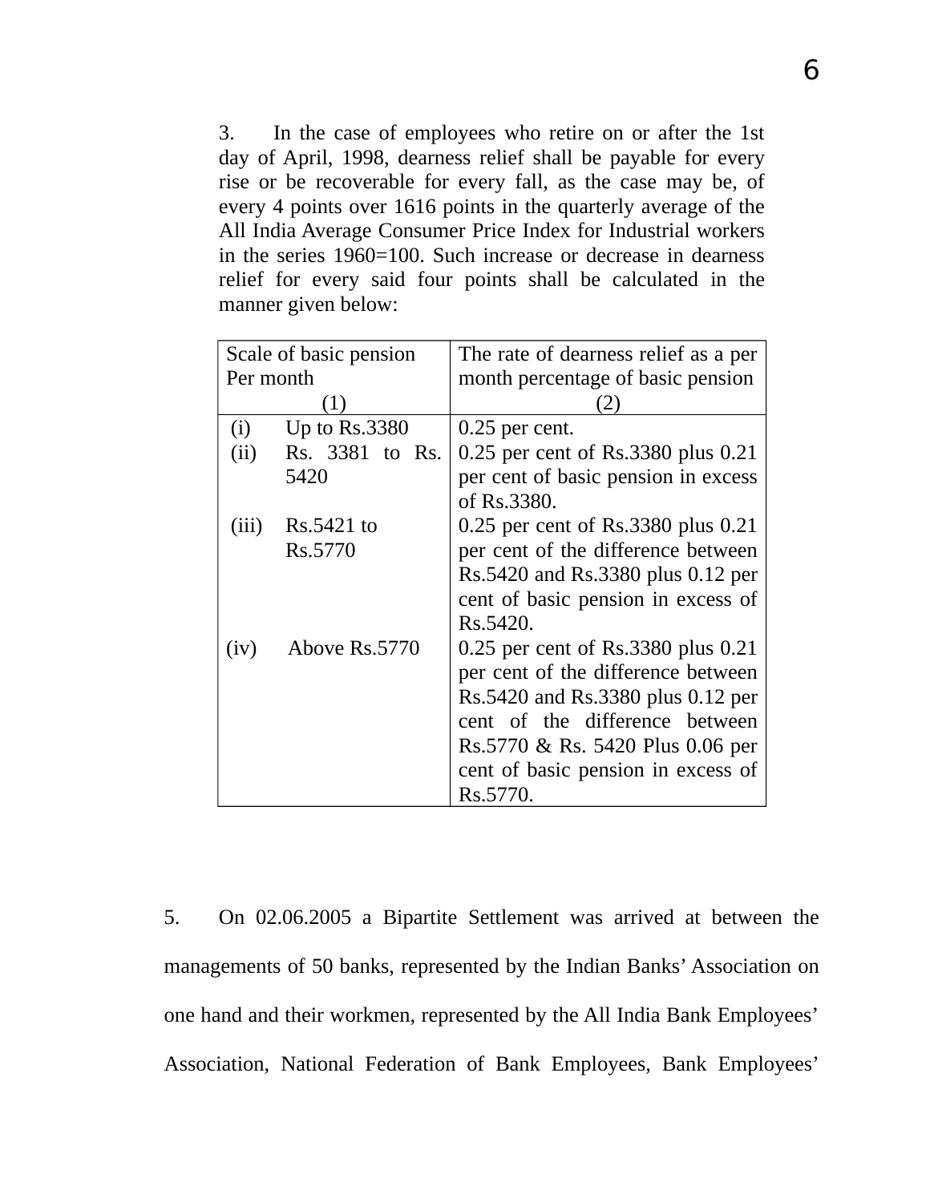3. In the case of employees who retire on or after the 1st day of April, 1998, dearness relief shall be payable for every rise or be recoverable for every fall, as the case may be, of every 4 points over 1616 points in the quarterly average of the All India Average Consumer Price Index for Industrial workers in the series 1960=100. Such increase or decrease in dearness relief for every said four points shall be calculated in the manner given below:

| Scale of basic pension Per month (1) | The rate of dearness relief as a per month percentage of basic pension (2) |
|---|---|
| (i) Up to Rs.3380 | 0.25 per cent. |
| (ii) Rs. 3381 to Rs. 5420 | 0.25 per cent of Rs.3380 plus 0.21 per cent of basic pension in excess of Rs.3380. |
| (iii) Rs.5421 to Rs.5770 | 0.25 per cent of Rs.3380 plus 0.21 per cent of the difference between Rs.5420 and Rs.3380 plus 0.12 per cent of basic pension in excess of Rs.5420. |
| (iv) Above Rs.5770 | 0.25 per cent of Rs.3380 plus 0.21 per cent of the difference between Rs.5420 and Rs.3380 plus 0.12 per cent of the difference between Rs.5770 & Rs. 5420 Plus 0.06 per cent of basic pension in excess of Rs.5770. |

5. On 02.06.2005 a Bipartite Settlement was arrived at between the managements of 50 banks, represented by the Indian Banks' Association on one hand and their workmen, represented by the All India Bank Employees' Association, National Federation of Bank Employees, Bank Employees'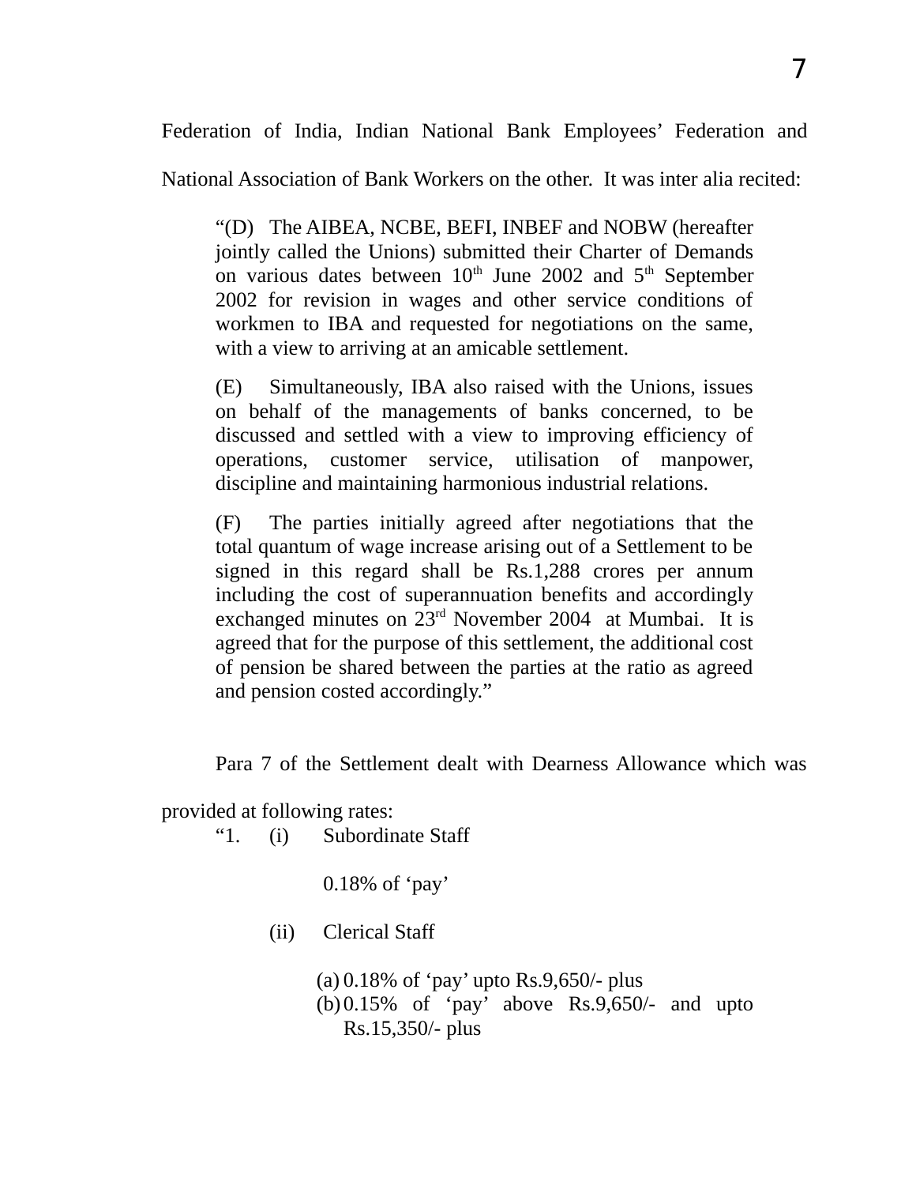Federation of India, Indian National Bank Employees' Federation and National Association of Bank Workers on the other. It was inter alia recited:

> "(D) The AIBEA, NCBE, BEFI, INBEF and NOBW (hereafter jointly called the Unions) submitted their Charter of Demands on various dates between 10th June 2002 and 5th September 2002 for revision in wages and other service conditions of workmen to IBA and requested for negotiations on the same, with a view to arriving at an amicable settlement.
>
> (E) Simultaneously, IBA also raised with the Unions, issues on behalf of the managements of banks concerned, to be discussed and settled with a view to improving efficiency of operations, customer service, utilisation of manpower, discipline and maintaining harmonious industrial relations.
>
> (F) The parties initially agreed after negotiations that the total quantum of wage increase arising out of a Settlement to be signed in this regard shall be Rs.1,288 crores per annum including the cost of superannuation benefits and accordingly exchanged minutes on 23rd November 2004 at Mumbai. It is agreed that for the purpose of this settlement, the additional cost of pension be shared between the parties at the ratio as agreed and pension costed accordingly."

Para 7 of the Settlement dealt with Dearness Allowance which was provided at following rates:

"1. (i) Subordinate Staff

0.18% of 'pay'

(ii) Clerical Staff

(a) 0.18% of 'pay' upto Rs.9,650/- plus
(b) 0.15% of 'pay' above Rs.9,650/- and upto Rs.15,350/- plus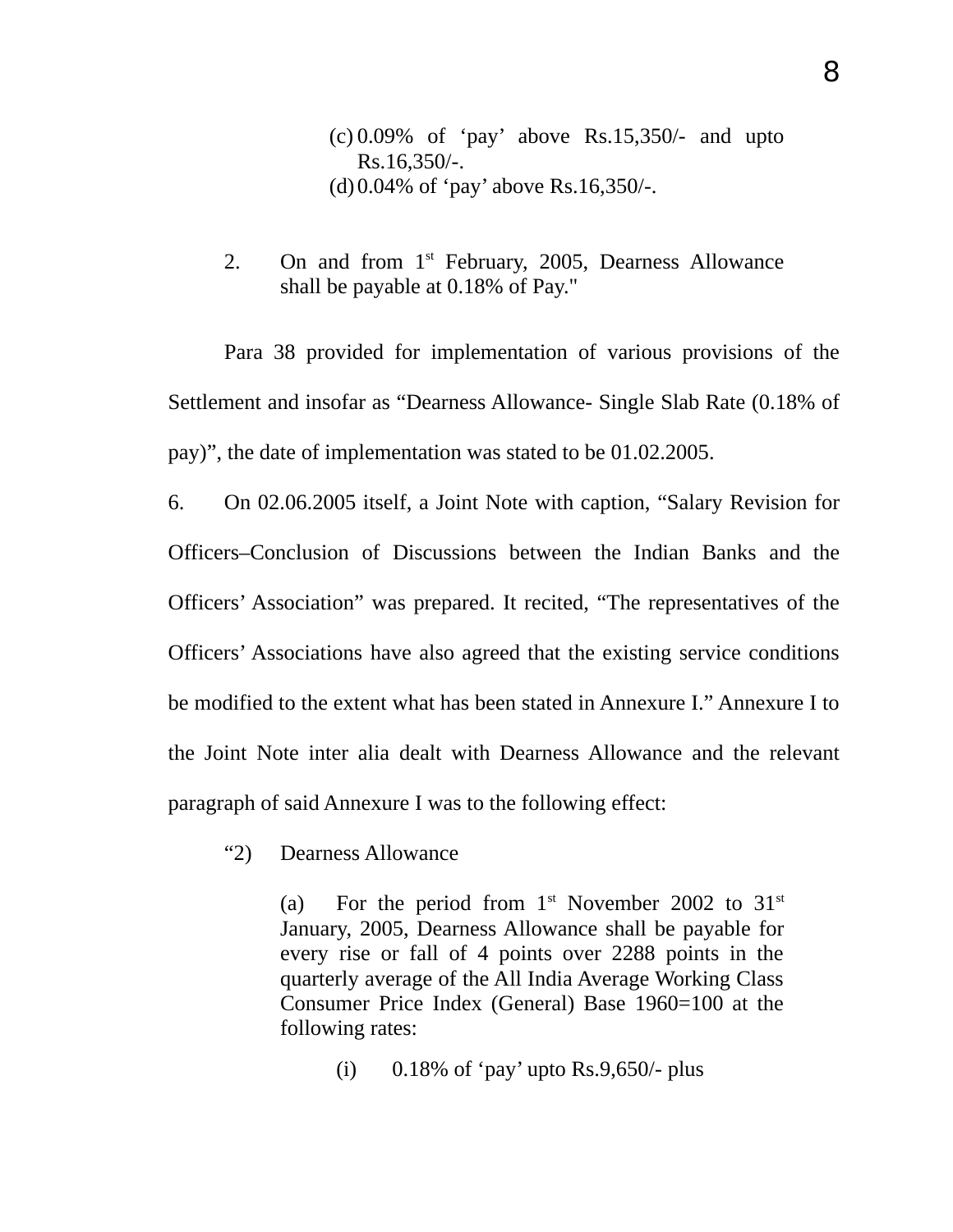(c) 0.09% of ‘pay’ above Rs.15,350/- and upto Rs.16,350/-.
(d) 0.04% of ‘pay’ above Rs.16,350/-.

2. On and from 1st February, 2005, Dearness Allowance shall be payable at 0.18% of Pay."

Para 38 provided for implementation of various provisions of the Settlement and insofar as “Dearness Allowance- Single Slab Rate (0.18% of pay)”, the date of implementation was stated to be 01.02.2005.

6. On 02.06.2005 itself, a Joint Note with caption, “Salary Revision for Officers–Conclusion of Discussions between the Indian Banks and the Officers’ Association” was prepared. It recited, “The representatives of the Officers’ Associations have also agreed that the existing service conditions be modified to the extent what has been stated in Annexure I.” Annexure I to the Joint Note inter alia dealt with Dearness Allowance and the relevant paragraph of said Annexure I was to the following effect:

“2) Dearness Allowance

(a) For the period from 1st November 2002 to 31st January, 2005, Dearness Allowance shall be payable for every rise or fall of 4 points over 2288 points in the quarterly average of the All India Average Working Class Consumer Price Index (General) Base 1960=100 at the following rates:

(i) 0.18% of ‘pay’ upto Rs.9,650/- plus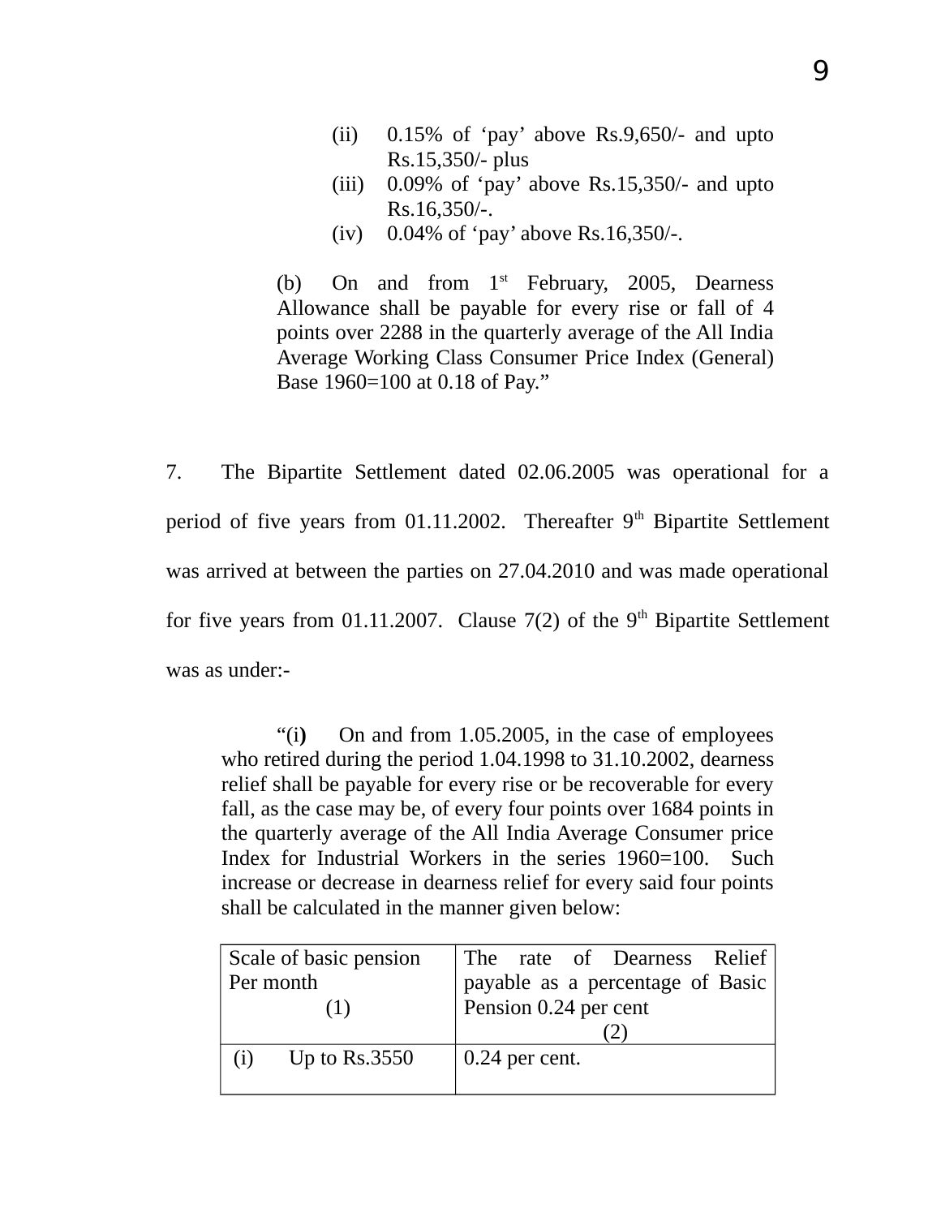(ii) 0.15% of 'pay' above Rs.9,650/- and upto Rs.15,350/- plus

(iii) 0.09% of 'pay' above Rs.15,350/- and upto Rs.16,350/-.

(iv) 0.04% of 'pay' above Rs.16,350/-.

(b) On and from 1st February, 2005, Dearness Allowance shall be payable for every rise or fall of 4 points over 2288 in the quarterly average of the All India Average Working Class Consumer Price Index (General) Base 1960=100 at 0.18 of Pay."

7. The Bipartite Settlement dated 02.06.2005 was operational for a period of five years from 01.11.2002. Thereafter 9th Bipartite Settlement was arrived at between the parties on 27.04.2010 and was made operational for five years from 01.11.2007. Clause 7(2) of the 9th Bipartite Settlement was as under:-

"(i) On and from 1.05.2005, in the case of employees who retired during the period 1.04.1998 to 31.10.2002, dearness relief shall be payable for every rise or be recoverable for every fall, as the case may be, of every four points over 1684 points in the quarterly average of the All India Average Consumer price Index for Industrial Workers in the series 1960=100. Such increase or decrease in dearness relief for every said four points shall be calculated in the manner given below:

| Scale of basic pension Per month (1) | The rate of Dearness Relief payable as a percentage of Basic Pension 0.24 per cent (2) |
|---|---|
| (i) Up to Rs.3550 | 0.24 per cent. |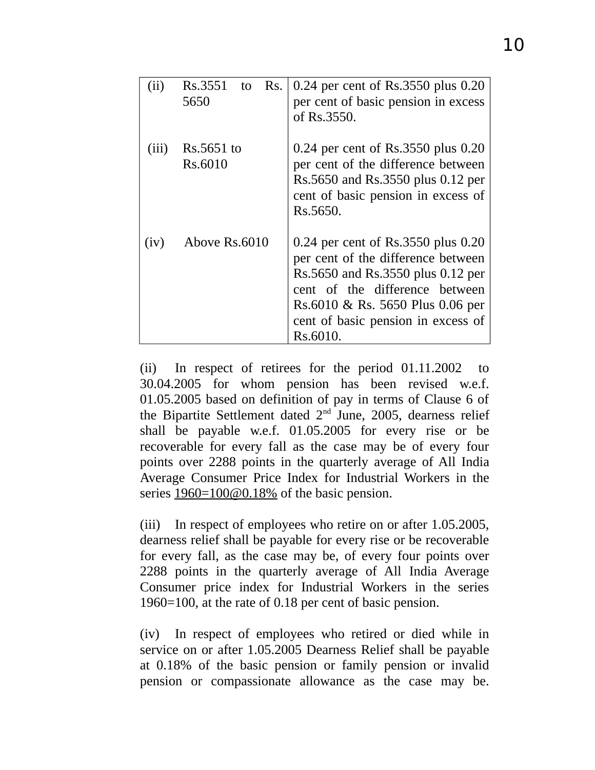| | | |
|---|---|---|
| (ii) | Rs.3551 to Rs. 5650 | 0.24 per cent of Rs.3550 plus 0.20 per cent of basic pension in excess of Rs.3550. |
| (iii) | Rs.5651 to Rs.6010 | 0.24 per cent of Rs.3550 plus 0.20 per cent of the difference between Rs.5650 and Rs.3550 plus 0.12 per cent of basic pension in excess of Rs.5650. |
| (iv) | Above Rs.6010 | 0.24 per cent of Rs.3550 plus 0.20 per cent of the difference between Rs.5650 and Rs.3550 plus 0.12 per cent of the difference between Rs.6010 & Rs. 5650 Plus 0.06 per cent of basic pension in excess of Rs.6010. |

(ii) In respect of retirees for the period 01.11.2002 to 30.04.2005 for whom pension has been revised w.e.f. 01.05.2005 based on definition of pay in terms of Clause 6 of the Bipartite Settlement dated 2nd June, 2005, dearness relief shall be payable w.e.f. 01.05.2005 for every rise or be recoverable for every fall as the case may be of every four points over 2288 points in the quarterly average of All India Average Consumer Price Index for Industrial Workers in the series 1960=100@0.18% of the basic pension.

(iii) In respect of employees who retire on or after 1.05.2005, dearness relief shall be payable for every rise or be recoverable for every fall, as the case may be, of every four points over 2288 points in the quarterly average of All India Average Consumer price index for Industrial Workers in the series 1960=100, at the rate of 0.18 per cent of basic pension.

(iv) In respect of employees who retired or died while in service on or after 1.05.2005 Dearness Relief shall be payable at 0.18% of the basic pension or family pension or invalid pension or compassionate allowance as the case may be.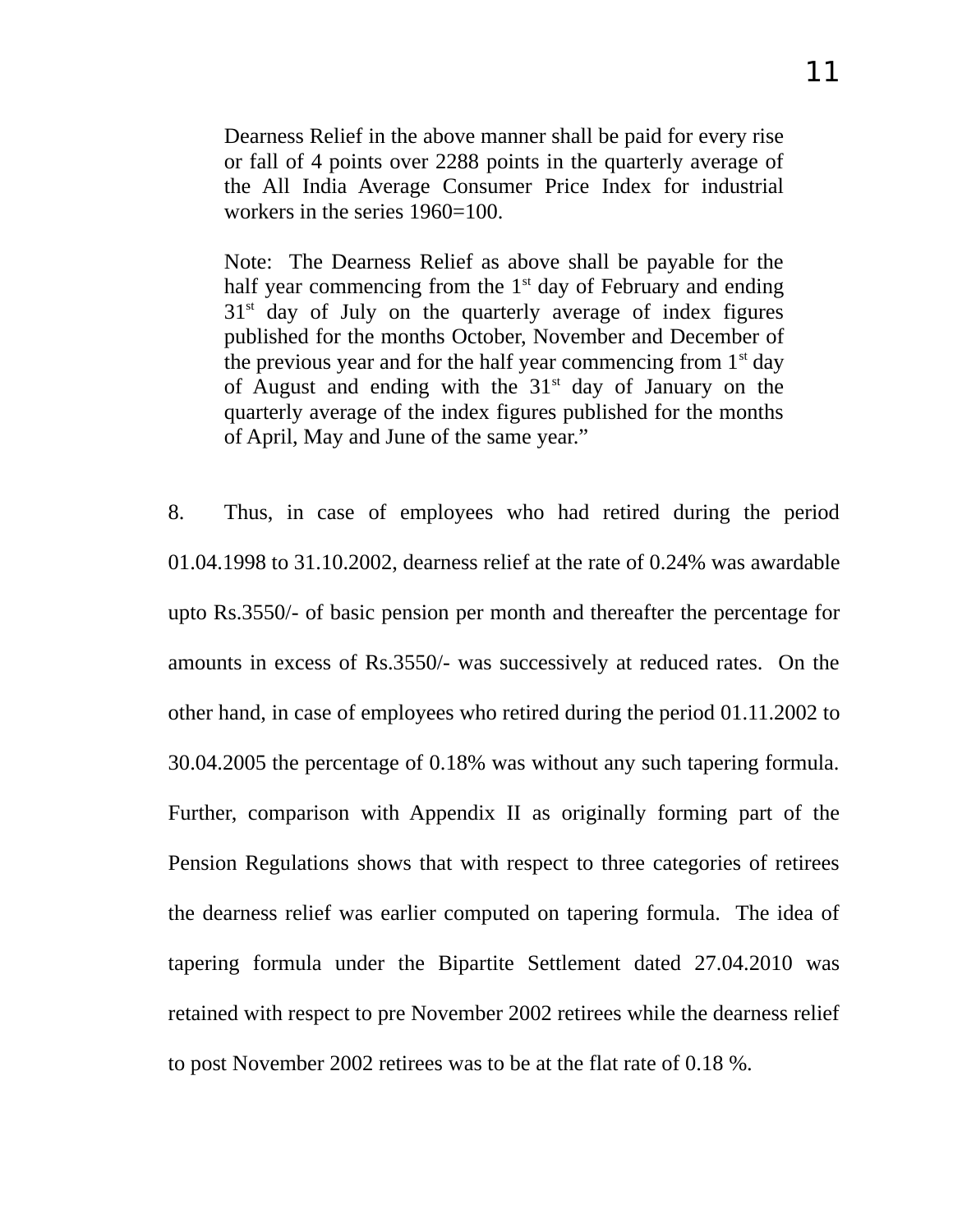> Dearness Relief in the above manner shall be paid for every rise or fall of 4 points over 2288 points in the quarterly average of the All India Average Consumer Price Index for industrial workers in the series 1960=100.
>
> Note: The Dearness Relief as above shall be payable for the half year commencing from the 1st day of February and ending 31st day of July on the quarterly average of index figures published for the months October, November and December of the previous year and for the half year commencing from 1st day of August and ending with the 31st day of January on the quarterly average of the index figures published for the months of April, May and June of the same year."

8. Thus, in case of employees who had retired during the period 01.04.1998 to 31.10.2002, dearness relief at the rate of 0.24% was awardable upto Rs.3550/- of basic pension per month and thereafter the percentage for amounts in excess of Rs.3550/- was successively at reduced rates. On the other hand, in case of employees who retired during the period 01.11.2002 to 30.04.2005 the percentage of 0.18% was without any such tapering formula. Further, comparison with Appendix II as originally forming part of the Pension Regulations shows that with respect to three categories of retirees the dearness relief was earlier computed on tapering formula. The idea of tapering formula under the Bipartite Settlement dated 27.04.2010 was retained with respect to pre November 2002 retirees while the dearness relief to post November 2002 retirees was to be at the flat rate of 0.18 %.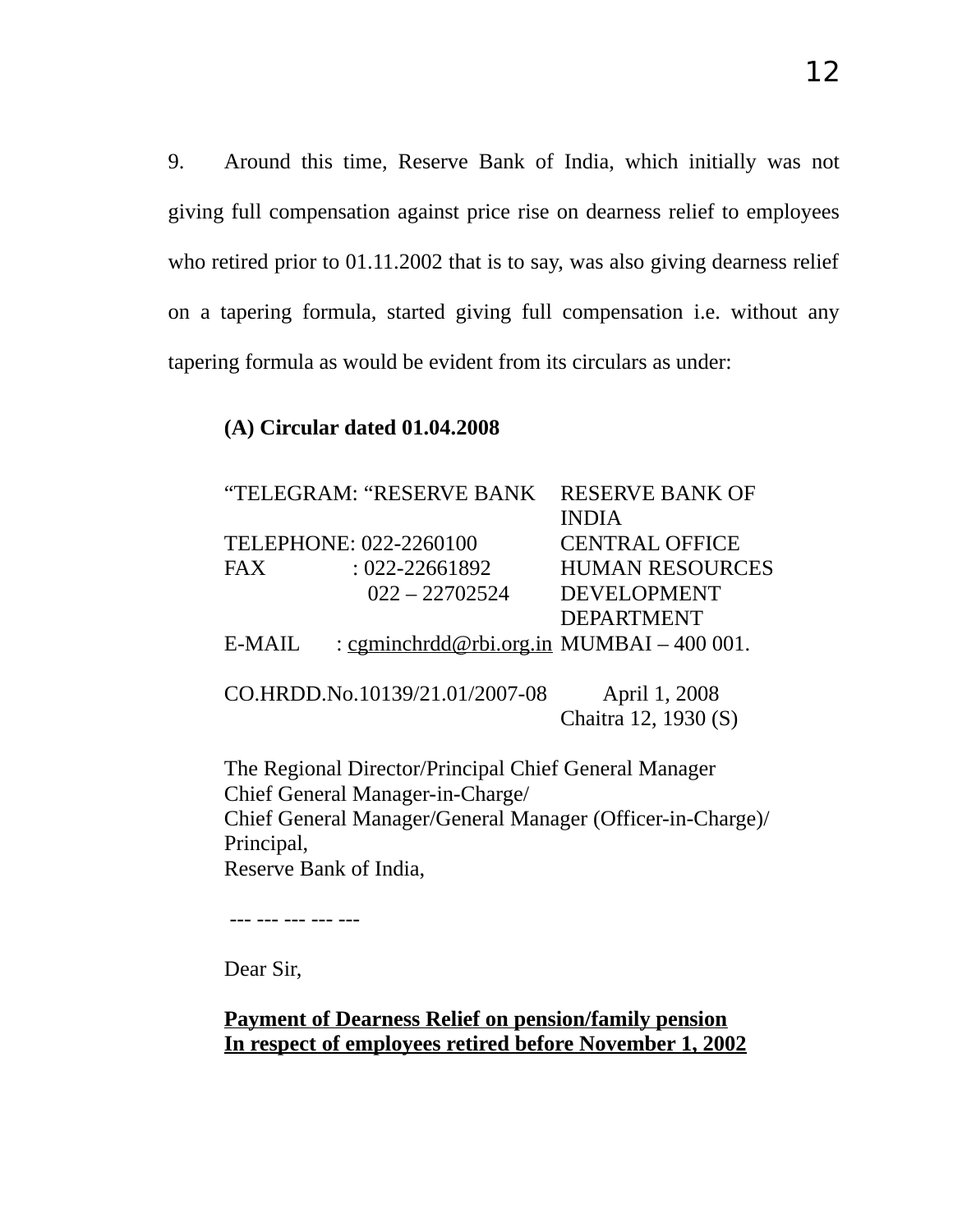9. Around this time, Reserve Bank of India, which initially was not giving full compensation against price rise on dearness relief to employees who retired prior to 01.11.2002 that is to say, was also giving dearness relief on a tapering formula, started giving full compensation i.e. without any tapering formula as would be evident from its circulars as under:

**(A) Circular dated 01.04.2008**

| | |
|---|---|
| “TELEGRAM: “RESERVE BANK | RESERVE BANK OF INDIA |
| TELEPHONE: 022-2260100 | CENTRAL OFFICE |
| FAX : 022-22661892 | HUMAN RESOURCES |
| 022 – 22702524 | DEVELOPMENT DEPARTMENT |
| E-MAIL : cgminchrdd@rbi.org.in | MUMBAI – 400 001. |

CO.HRDD.No.10139/21.01/2007-08 April 1, 2008
Chaitra 12, 1930 (S)

The Regional Director/Principal Chief General Manager
Chief General Manager-in-Charge/
Chief General Manager/General Manager (Officer-in-Charge)/
Principal,
Reserve Bank of India,

--- --- --- --- ---

Dear Sir,

**Payment of Dearness Relief on pension/family pension**
**In respect of employees retired before November 1, 2002**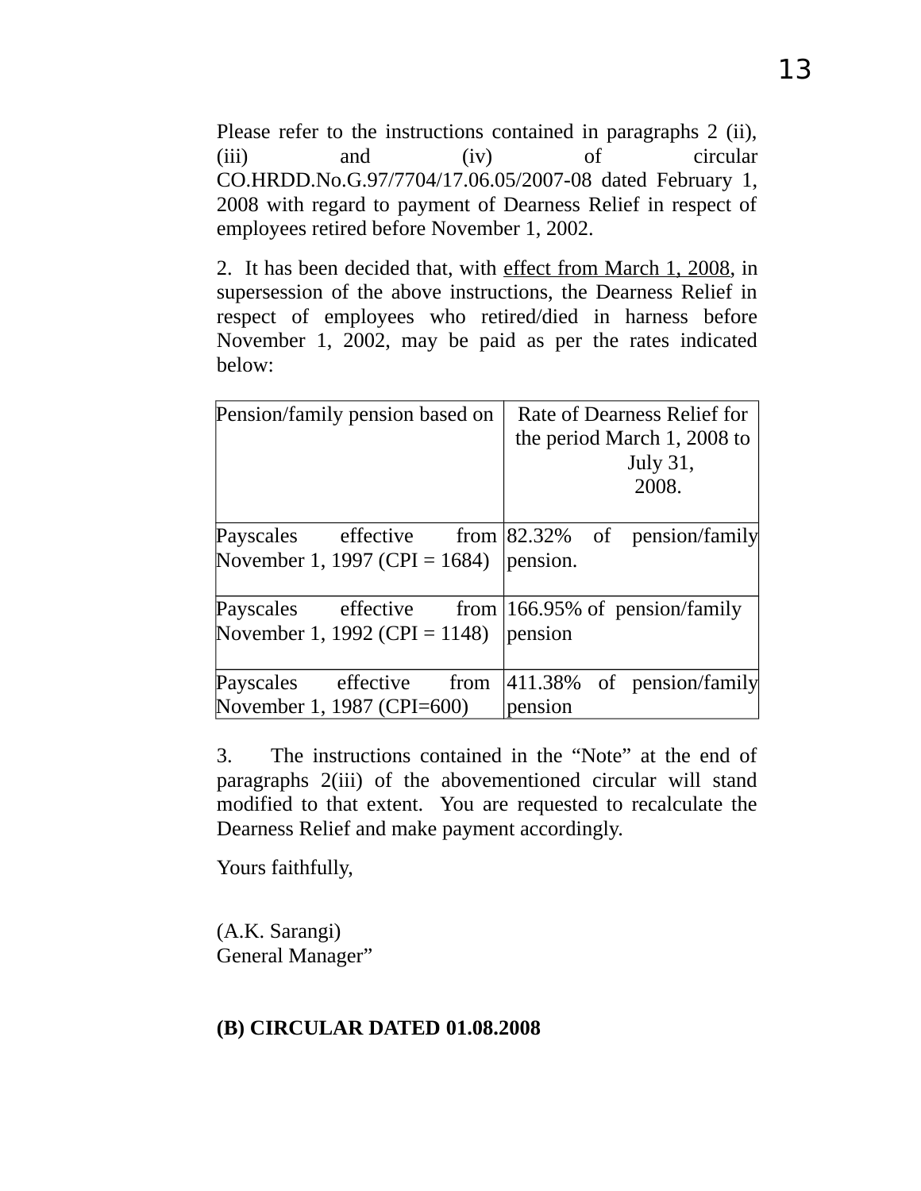Please refer to the instructions contained in paragraphs 2 (ii), (iii) and (iv) of circular CO.HRDD.No.G.97/7704/17.06.05/2007-08 dated February 1, 2008 with regard to payment of Dearness Relief in respect of employees retired before November 1, 2002.

2. It has been decided that, with effect from March 1, 2008, in supersession of the above instructions, the Dearness Relief in respect of employees who retired/died in harness before November 1, 2002, may be paid as per the rates indicated below:

| Pension/family pension based on | Rate of Dearness Relief for the period March 1, 2008 to July 31, 2008. |
|---|---|
| Payscales effective from November 1, 1997 (CPI = 1684) | 82.32% of pension/family pension. |
| Payscales effective from November 1, 1992 (CPI = 1148) | 166.95% of pension/family pension |
| Payscales effective from November 1, 1987 (CPI=600) | 411.38% of pension/family pension |

3. The instructions contained in the "Note" at the end of paragraphs 2(iii) of the abovementioned circular will stand modified to that extent. You are requested to recalculate the Dearness Relief and make payment accordingly.

Yours faithfully,

(A.K. Sarangi)
General Manager"

**(B) CIRCULAR DATED 01.08.2008**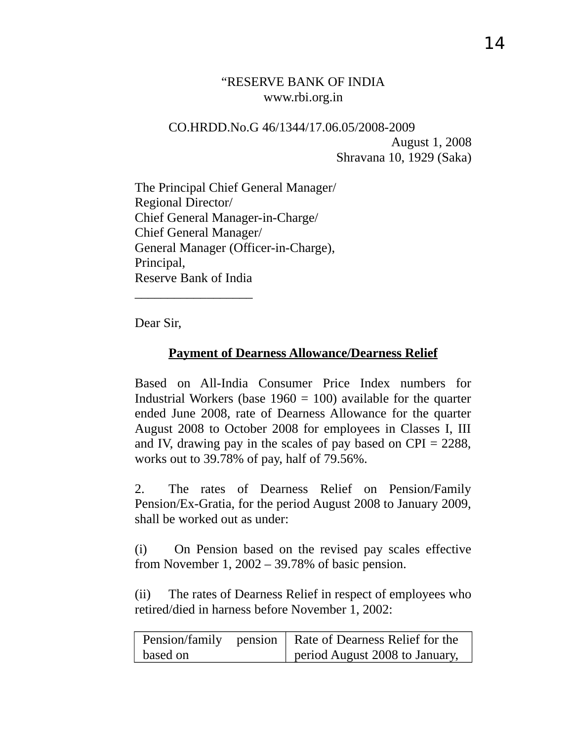"RESERVE BANK OF INDIA
www.rbi.org.in

CO.HRDD.No.G 46/1344/17.06.05/2008-2009

August 1, 2008
Shravana 10, 1929 (Saka)

The Principal Chief General Manager/
Regional Director/
Chief General Manager-in-Charge/
Chief General Manager/
General Manager (Officer-in-Charge),
Principal,
Reserve Bank of India

Dear Sir,

**Payment of Dearness Allowance/Dearness Relief**

Based on All-India Consumer Price Index numbers for Industrial Workers (base 1960 = 100) available for the quarter ended June 2008, rate of Dearness Allowance for the quarter August 2008 to October 2008 for employees in Classes I, III and IV, drawing pay in the scales of pay based on CPI = 2288, works out to 39.78% of pay, half of 79.56%.

2. The rates of Dearness Relief on Pension/Family Pension/Ex-Gratia, for the period August 2008 to January 2009, shall be worked out as under:

(i) On Pension based on the revised pay scales effective from November 1, 2002 – 39.78% of basic pension.

(ii) The rates of Dearness Relief in respect of employees who retired/died in harness before November 1, 2002:

| Pension/family pension based on | Rate of Dearness Relief for the period August 2008 to January, |
|---|---|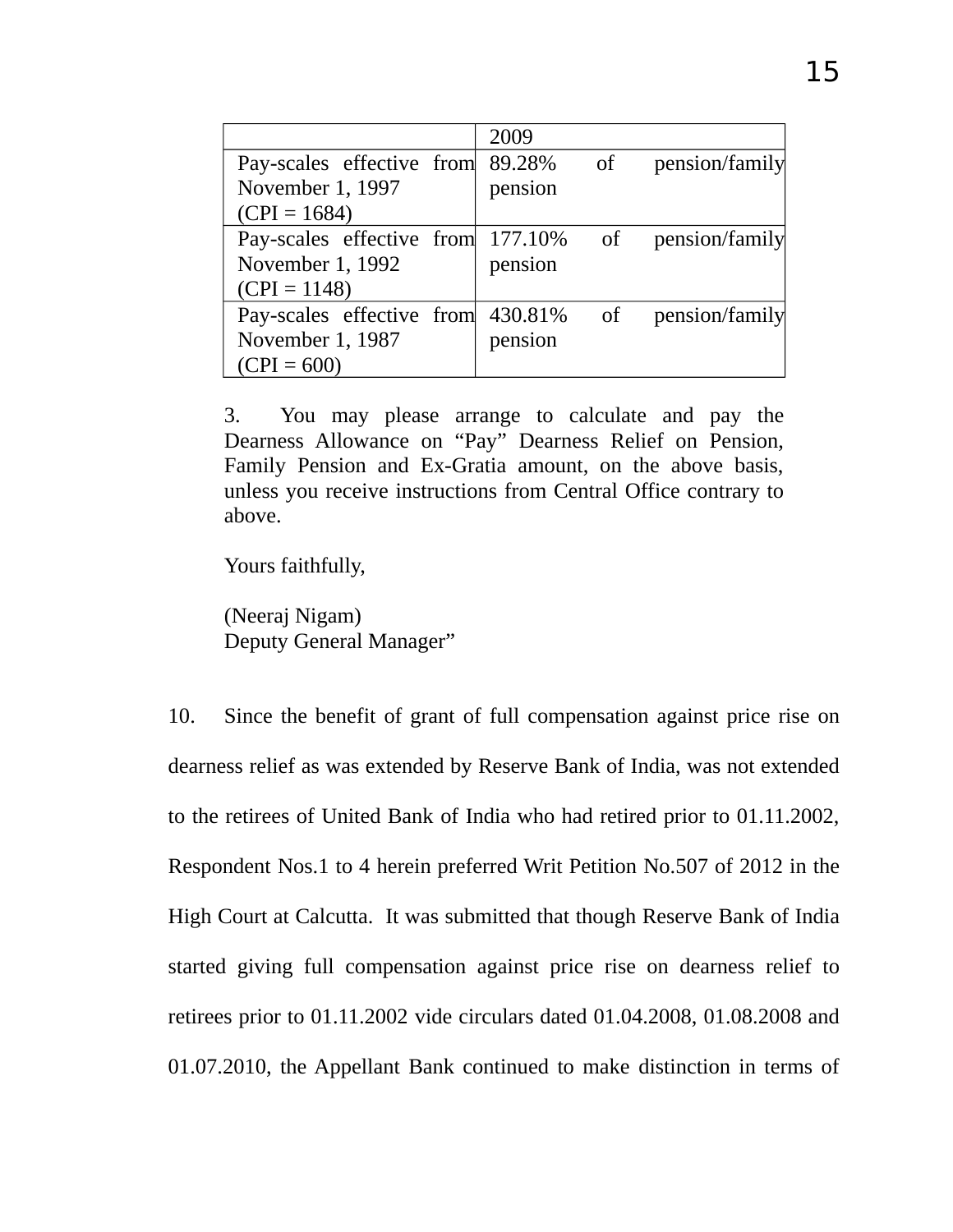| | 2009 |
|---|---|
| Pay-scales effective from November 1, 1997 (CPI = 1684) | 89.28% of pension/family pension |
| Pay-scales effective from November 1, 1992 (CPI = 1148) | 177.10% of pension/family pension |
| Pay-scales effective from November 1, 1987 (CPI = 600) | 430.81% of pension/family pension |

3. You may please arrange to calculate and pay the Dearness Allowance on "Pay" Dearness Relief on Pension, Family Pension and Ex-Gratia amount, on the above basis, unless you receive instructions from Central Office contrary to above.

Yours faithfully,

(Neeraj Nigam)
Deputy General Manager"

10. Since the benefit of grant of full compensation against price rise on dearness relief as was extended by Reserve Bank of India, was not extended to the retirees of United Bank of India who had retired prior to 01.11.2002, Respondent Nos.1 to 4 herein preferred Writ Petition No.507 of 2012 in the High Court at Calcutta. It was submitted that though Reserve Bank of India started giving full compensation against price rise on dearness relief to retirees prior to 01.11.2002 vide circulars dated 01.04.2008, 01.08.2008 and 01.07.2010, the Appellant Bank continued to make distinction in terms of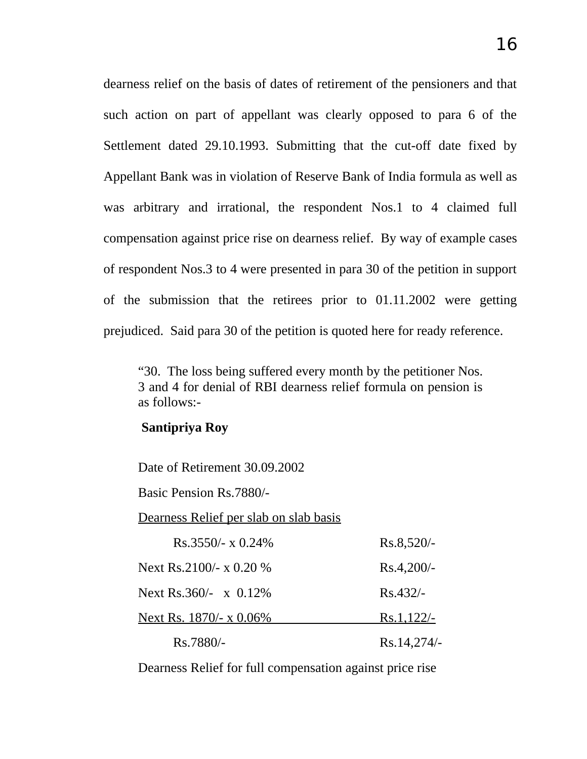dearness relief on the basis of dates of retirement of the pensioners and that such action on part of appellant was clearly opposed to para 6 of the Settlement dated 29.10.1993. Submitting that the cut-off date fixed by Appellant Bank was in violation of Reserve Bank of India formula as well as was arbitrary and irrational, the respondent Nos.1 to 4 claimed full compensation against price rise on dearness relief. By way of example cases of respondent Nos.3 to 4 were presented in para 30 of the petition in support of the submission that the retirees prior to 01.11.2002 were getting prejudiced. Said para 30 of the petition is quoted here for ready reference.

> "30. The loss being suffered every month by the petitioner Nos. 3 and 4 for denial of RBI dearness relief formula on pension is as follows:-
>
> **Santipriya Roy**
>
> Date of Retirement 30.09.2002
>
> Basic Pension Rs.7880/-
>
> Dearness Relief per slab on slab basis
>
> | | |
> |---|---|
> | Rs.3550/- x 0.24% | Rs.8,520/- |
> | Next Rs.2100/- x 0.20 % | Rs.4,200/- |
> | Next Rs.360/- x 0.12% | Rs.432/- |
> | Next Rs. 1870/- x 0.06% | Rs.1,122/- |
> | Rs.7880/- | Rs.14,274/- |
>
> Dearness Relief for full compensation against price rise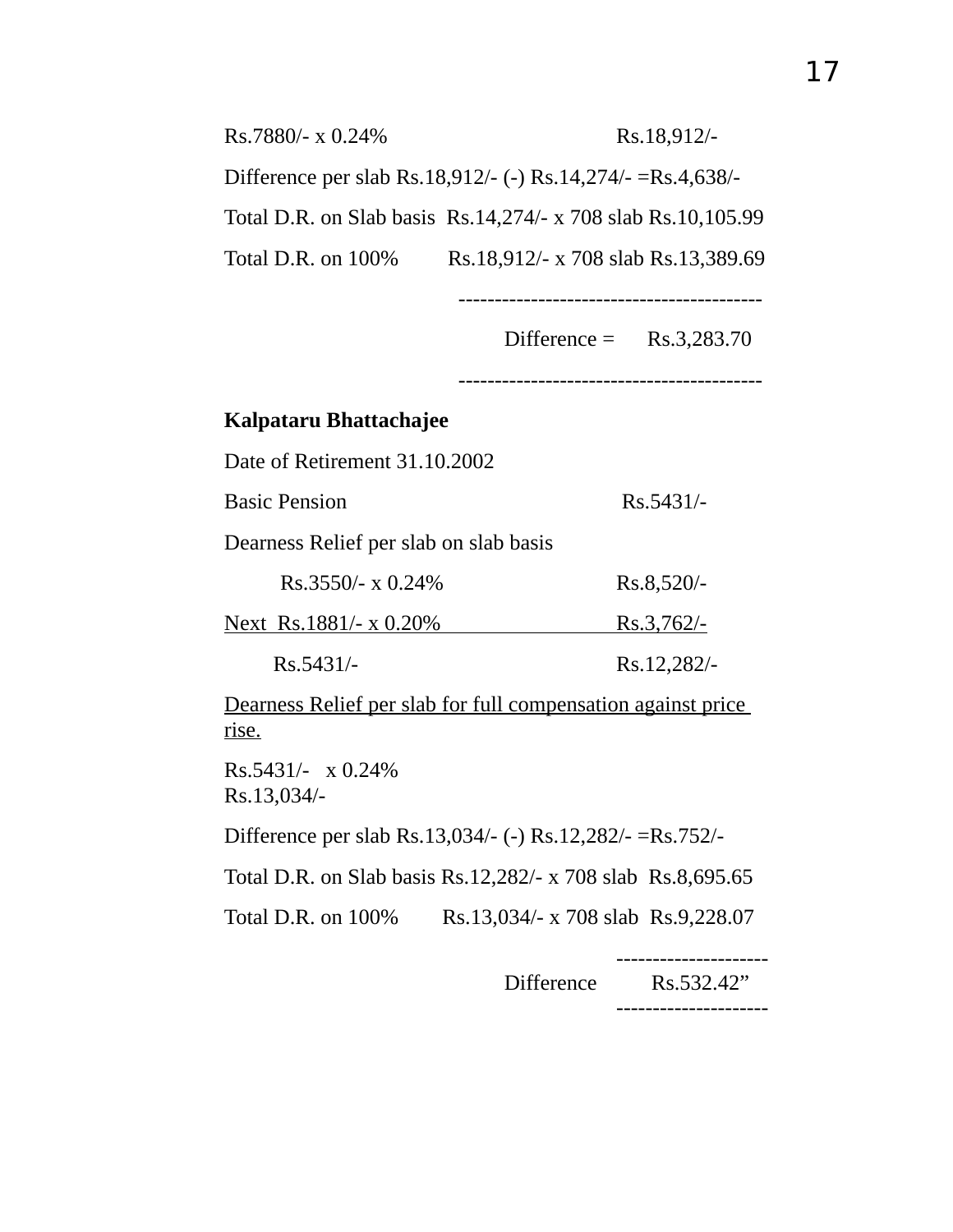Rs.7880/- x 0.24%                    Rs.18,912/-

Difference per slab Rs.18,912/- (-) Rs.14,274/- =Rs.4,638/-

Total D.R. on Slab basis  Rs.14,274/- x 708 slab Rs.10,105.99

Total D.R. on 100%        Rs.18,912/- x 708 slab Rs.13,389.69

------------------------------------------

Difference =      Rs.3,283.70

------------------------------------------

**Kalpataru Bhattachajee**

Date of Retirement 31.10.2002

Basic Pension                    Rs.5431/-

Dearness Relief per slab on slab basis

Rs.3550/- x 0.24%                Rs.8,520/-

Next  Rs.1881/- x 0.20%          Rs.3,762/-

Rs.5431/-                        Rs.12,282/-

Dearness Relief per slab for full compensation against price rise.

Rs.5431/-   x 0.24%
Rs.13,034/-

Difference per slab Rs.13,034/- (-) Rs.12,282/- =Rs.752/-

Total D.R. on Slab basis Rs.12,282/- x 708 slab  Rs.8,695.65

Total D.R. on 100%       Rs.13,034/- x 708 slab  Rs.9,228.07

---------------------

Difference        Rs.532.42"

---------------------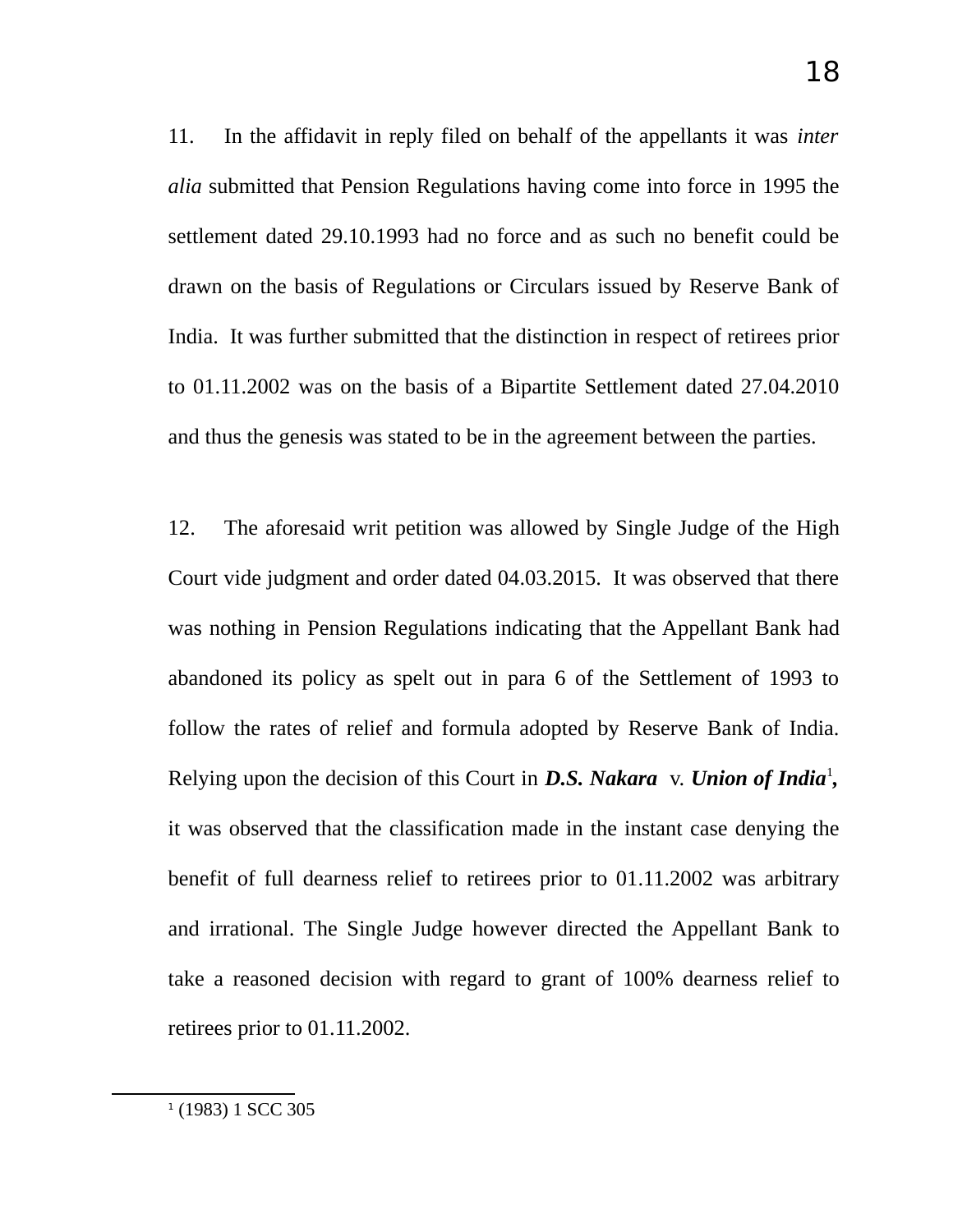11. In the affidavit in reply filed on behalf of the appellants it was *inter alia* submitted that Pension Regulations having come into force in 1995 the settlement dated 29.10.1993 had no force and as such no benefit could be drawn on the basis of Regulations or Circulars issued by Reserve Bank of India. It was further submitted that the distinction in respect of retirees prior to 01.11.2002 was on the basis of a Bipartite Settlement dated 27.04.2010 and thus the genesis was stated to be in the agreement between the parties.

12. The aforesaid writ petition was allowed by Single Judge of the High Court vide judgment and order dated 04.03.2015. It was observed that there was nothing in Pension Regulations indicating that the Appellant Bank had abandoned its policy as spelt out in para 6 of the Settlement of 1993 to follow the rates of relief and formula adopted by Reserve Bank of India. Relying upon the decision of this Court in ***D.S. Nakara*** v. ***Union of India***[1]**,** it was observed that the classification made in the instant case denying the benefit of full dearness relief to retirees prior to 01.11.2002 was arbitrary and irrational. The Single Judge however directed the Appellant Bank to take a reasoned decision with regard to grant of 100% dearness relief to retirees prior to 01.11.2002.

[1] (1983) 1 SCC 305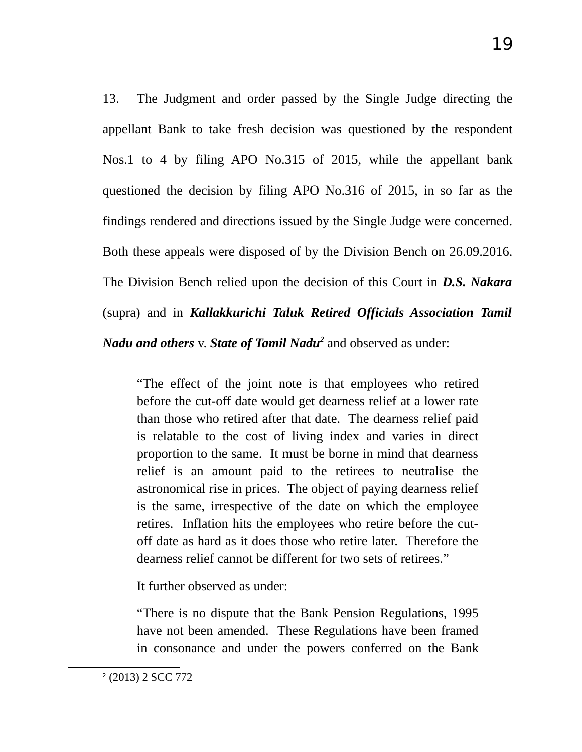13. The Judgment and order passed by the Single Judge directing the appellant Bank to take fresh decision was questioned by the respondent Nos.1 to 4 by filing APO No.315 of 2015, while the appellant bank questioned the decision by filing APO No.316 of 2015, in so far as the findings rendered and directions issued by the Single Judge were concerned. Both these appeals were disposed of by the Division Bench on 26.09.2016. The Division Bench relied upon the decision of this Court in ***D.S. Nakara*** (supra) and in ***Kallakkurichi Taluk Retired Officials Association Tamil Nadu and others*** v. ***State of Tamil Nadu***[2] and observed as under:

> "The effect of the joint note is that employees who retired before the cut-off date would get dearness relief at a lower rate than those who retired after that date. The dearness relief paid is relatable to the cost of living index and varies in direct proportion to the same. It must be borne in mind that dearness relief is an amount paid to the retirees to neutralise the astronomical rise in prices. The object of paying dearness relief is the same, irrespective of the date on which the employee retires. Inflation hits the employees who retire before the cut-off date as hard as it does those who retire later. Therefore the dearness relief cannot be different for two sets of retirees."
>
> It further observed as under:
>
> "There is no dispute that the Bank Pension Regulations, 1995 have not been amended. These Regulations have been framed in consonance and under the powers conferred on the Bank

---

[2] (2013) 2 SCC 772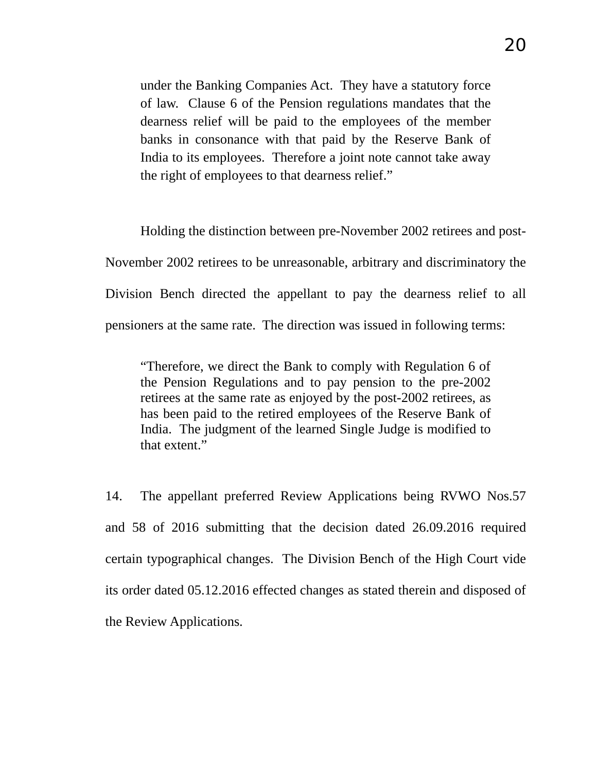> under the Banking Companies Act. They have a statutory force of law. Clause 6 of the Pension regulations mandates that the dearness relief will be paid to the employees of the member banks in consonance with that paid by the Reserve Bank of India to its employees. Therefore a joint note cannot take away the right of employees to that dearness relief."

Holding the distinction between pre-November 2002 retirees and post-November 2002 retirees to be unreasonable, arbitrary and discriminatory the Division Bench directed the appellant to pay the dearness relief to all pensioners at the same rate. The direction was issued in following terms:

> "Therefore, we direct the Bank to comply with Regulation 6 of the Pension Regulations and to pay pension to the pre-2002 retirees at the same rate as enjoyed by the post-2002 retirees, as has been paid to the retired employees of the Reserve Bank of India. The judgment of the learned Single Judge is modified to that extent."

14. The appellant preferred Review Applications being RVWO Nos.57 and 58 of 2016 submitting that the decision dated 26.09.2016 required certain typographical changes. The Division Bench of the High Court vide its order dated 05.12.2016 effected changes as stated therein and disposed of the Review Applications.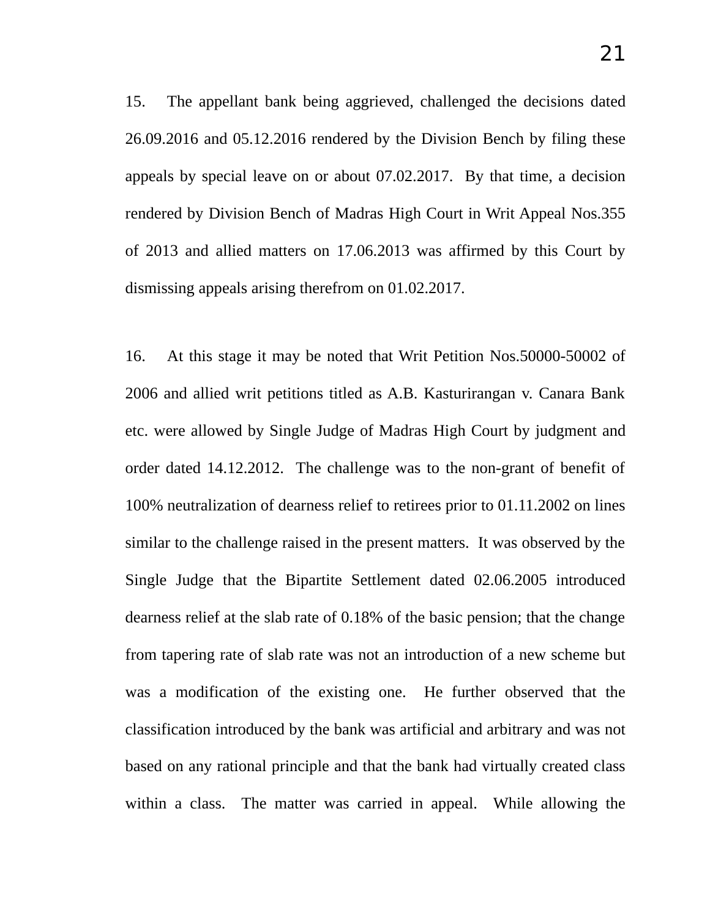15. The appellant bank being aggrieved, challenged the decisions dated 26.09.2016 and 05.12.2016 rendered by the Division Bench by filing these appeals by special leave on or about 07.02.2017. By that time, a decision rendered by Division Bench of Madras High Court in Writ Appeal Nos.355 of 2013 and allied matters on 17.06.2013 was affirmed by this Court by dismissing appeals arising therefrom on 01.02.2017.

16. At this stage it may be noted that Writ Petition Nos.50000-50002 of 2006 and allied writ petitions titled as A.B. Kasturirangan v. Canara Bank etc. were allowed by Single Judge of Madras High Court by judgment and order dated 14.12.2012. The challenge was to the non-grant of benefit of 100% neutralization of dearness relief to retirees prior to 01.11.2002 on lines similar to the challenge raised in the present matters. It was observed by the Single Judge that the Bipartite Settlement dated 02.06.2005 introduced dearness relief at the slab rate of 0.18% of the basic pension; that the change from tapering rate of slab rate was not an introduction of a new scheme but was a modification of the existing one. He further observed that the classification introduced by the bank was artificial and arbitrary and was not based on any rational principle and that the bank had virtually created class within a class. The matter was carried in appeal. While allowing the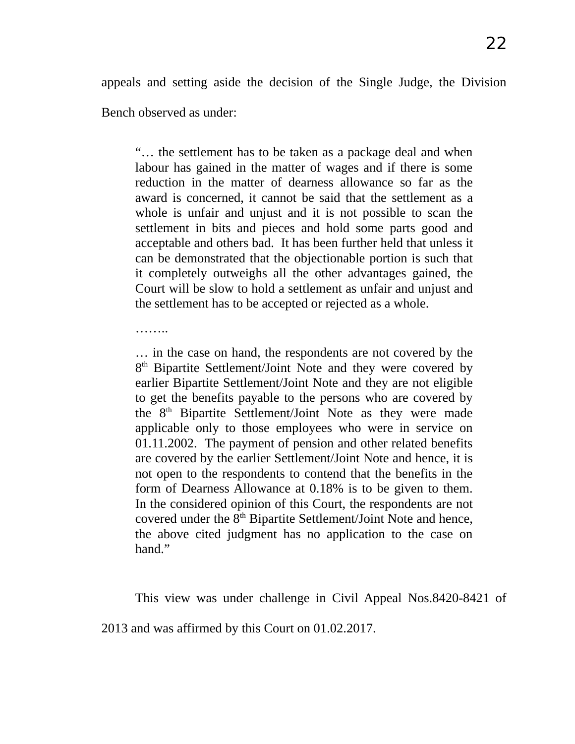appeals and setting aside the decision of the Single Judge, the Division Bench observed as under:

> "… the settlement has to be taken as a package deal and when labour has gained in the matter of wages and if there is some reduction in the matter of dearness allowance so far as the award is concerned, it cannot be said that the settlement as a whole is unfair and unjust and it is not possible to scan the settlement in bits and pieces and hold some parts good and acceptable and others bad. It has been further held that unless it can be demonstrated that the objectionable portion is such that it completely outweighs all the other advantages gained, the Court will be slow to hold a settlement as unfair and unjust and the settlement has to be accepted or rejected as a whole.
>
> ……..
>
> … in the case on hand, the respondents are not covered by the 8th Bipartite Settlement/Joint Note and they were covered by earlier Bipartite Settlement/Joint Note and they are not eligible to get the benefits payable to the persons who are covered by the 8th Bipartite Settlement/Joint Note as they were made applicable only to those employees who were in service on 01.11.2002. The payment of pension and other related benefits are covered by the earlier Settlement/Joint Note and hence, it is not open to the respondents to contend that the benefits in the form of Dearness Allowance at 0.18% is to be given to them. In the considered opinion of this Court, the respondents are not covered under the 8th Bipartite Settlement/Joint Note and hence, the above cited judgment has no application to the case on hand."

This view was under challenge in Civil Appeal Nos.8420-8421 of 2013 and was affirmed by this Court on 01.02.2017.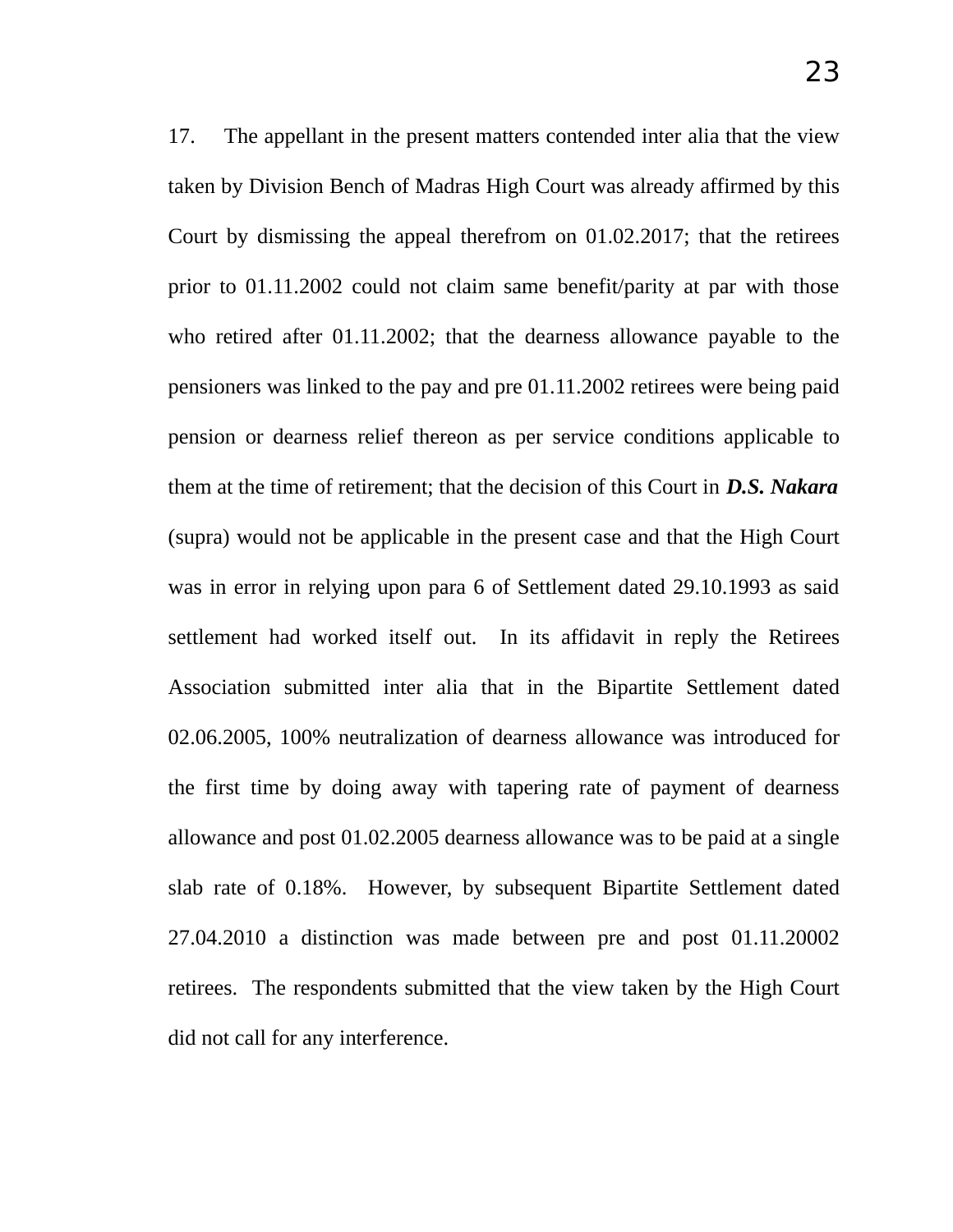17. The appellant in the present matters contended inter alia that the view taken by Division Bench of Madras High Court was already affirmed by this Court by dismissing the appeal therefrom on 01.02.2017; that the retirees prior to 01.11.2002 could not claim same benefit/parity at par with those who retired after 01.11.2002; that the dearness allowance payable to the pensioners was linked to the pay and pre 01.11.2002 retirees were being paid pension or dearness relief thereon as per service conditions applicable to them at the time of retirement; that the decision of this Court in ***D.S. Nakara*** (supra) would not be applicable in the present case and that the High Court was in error in relying upon para 6 of Settlement dated 29.10.1993 as said settlement had worked itself out. In its affidavit in reply the Retirees Association submitted inter alia that in the Bipartite Settlement dated 02.06.2005, 100% neutralization of dearness allowance was introduced for the first time by doing away with tapering rate of payment of dearness allowance and post 01.02.2005 dearness allowance was to be paid at a single slab rate of 0.18%. However, by subsequent Bipartite Settlement dated 27.04.2010 a distinction was made between pre and post 01.11.20002 retirees. The respondents submitted that the view taken by the High Court did not call for any interference.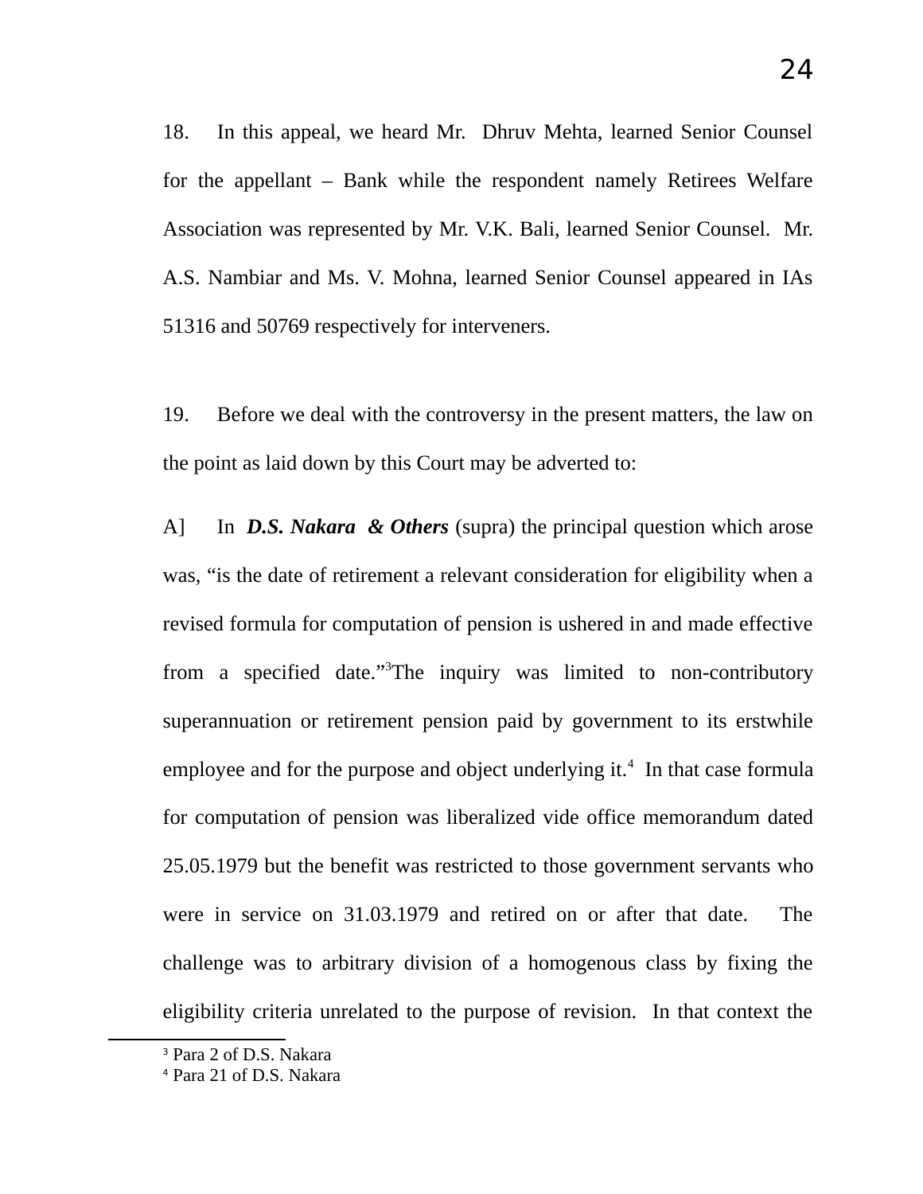18. In this appeal, we heard Mr. Dhruv Mehta, learned Senior Counsel for the appellant – Bank while the respondent namely Retirees Welfare Association was represented by Mr. V.K. Bali, learned Senior Counsel. Mr. A.S. Nambiar and Ms. V. Mohna, learned Senior Counsel appeared in IAs 51316 and 50769 respectively for interveners.

19. Before we deal with the controversy in the present matters, the law on the point as laid down by this Court may be adverted to:

A] In ***D.S. Nakara & Others*** (supra) the principal question which arose was, "is the date of retirement a relevant consideration for eligibility when a revised formula for computation of pension is ushered in and made effective from a specified date."[3] The inquiry was limited to non-contributory superannuation or retirement pension paid by government to its erstwhile employee and for the purpose and object underlying it.[4] In that case formula for computation of pension was liberalized vide office memorandum dated 25.05.1979 but the benefit was restricted to those government servants who were in service on 31.03.1979 and retired on or after that date. The challenge was to arbitrary division of a homogenous class by fixing the eligibility criteria unrelated to the purpose of revision. In that context the

---

[3] Para 2 of D.S. Nakara

[4] Para 21 of D.S. Nakara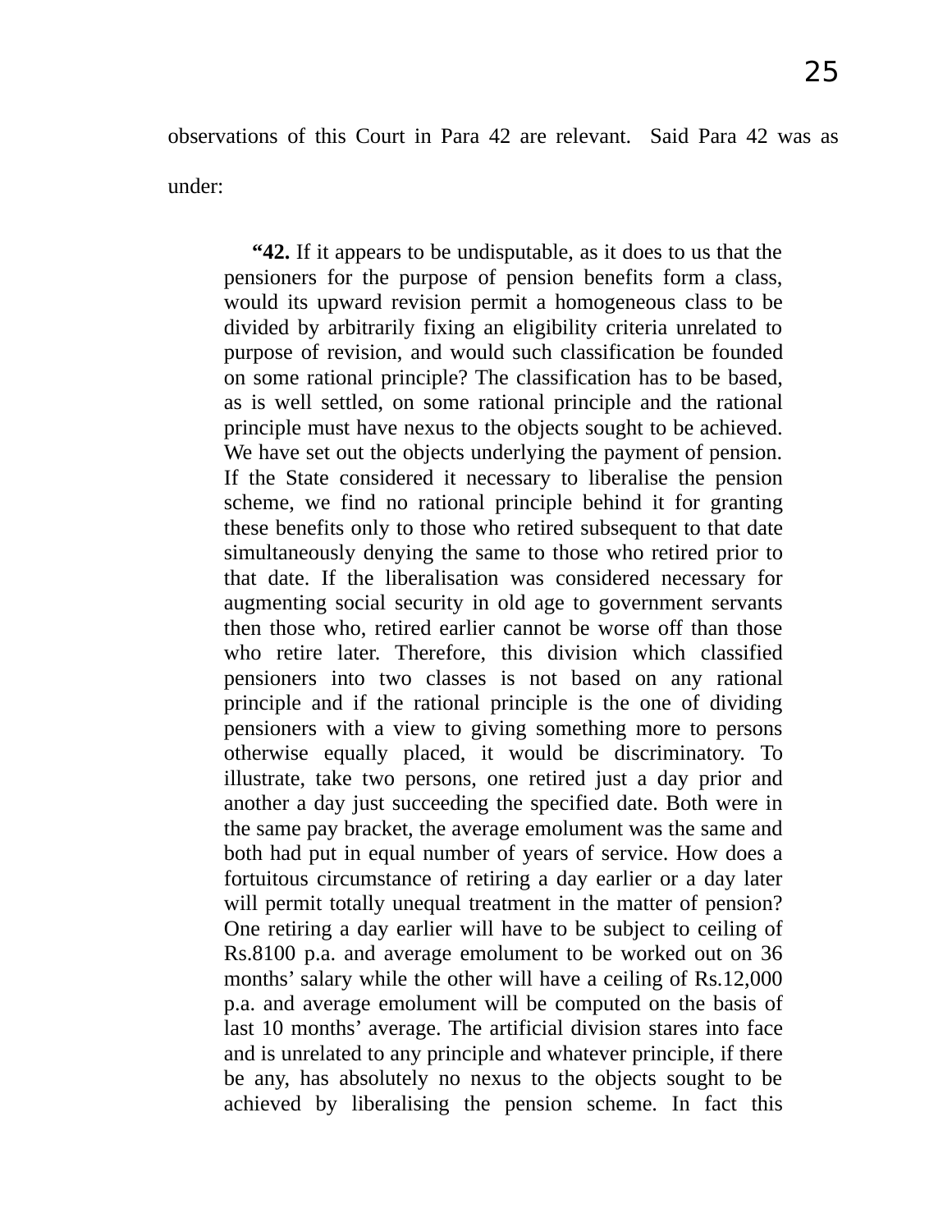observations of this Court in Para 42 are relevant. Said Para 42 was as under:

> "**42.** If it appears to be undisputable, as it does to us that the pensioners for the purpose of pension benefits form a class, would its upward revision permit a homogeneous class to be divided by arbitrarily fixing an eligibility criteria unrelated to purpose of revision, and would such classification be founded on some rational principle? The classification has to be based, as is well settled, on some rational principle and the rational principle must have nexus to the objects sought to be achieved. We have set out the objects underlying the payment of pension. If the State considered it necessary to liberalise the pension scheme, we find no rational principle behind it for granting these benefits only to those who retired subsequent to that date simultaneously denying the same to those who retired prior to that date. If the liberalisation was considered necessary for augmenting social security in old age to government servants then those who, retired earlier cannot be worse off than those who retire later. Therefore, this division which classified pensioners into two classes is not based on any rational principle and if the rational principle is the one of dividing pensioners with a view to giving something more to persons otherwise equally placed, it would be discriminatory. To illustrate, take two persons, one retired just a day prior and another a day just succeeding the specified date. Both were in the same pay bracket, the average emolument was the same and both had put in equal number of years of service. How does a fortuitous circumstance of retiring a day earlier or a day later will permit totally unequal treatment in the matter of pension? One retiring a day earlier will have to be subject to ceiling of Rs.8100 p.a. and average emolument to be worked out on 36 months' salary while the other will have a ceiling of Rs.12,000 p.a. and average emolument will be computed on the basis of last 10 months' average. The artificial division stares into face and is unrelated to any principle and whatever principle, if there be any, has absolutely no nexus to the objects sought to be achieved by liberalising the pension scheme. In fact this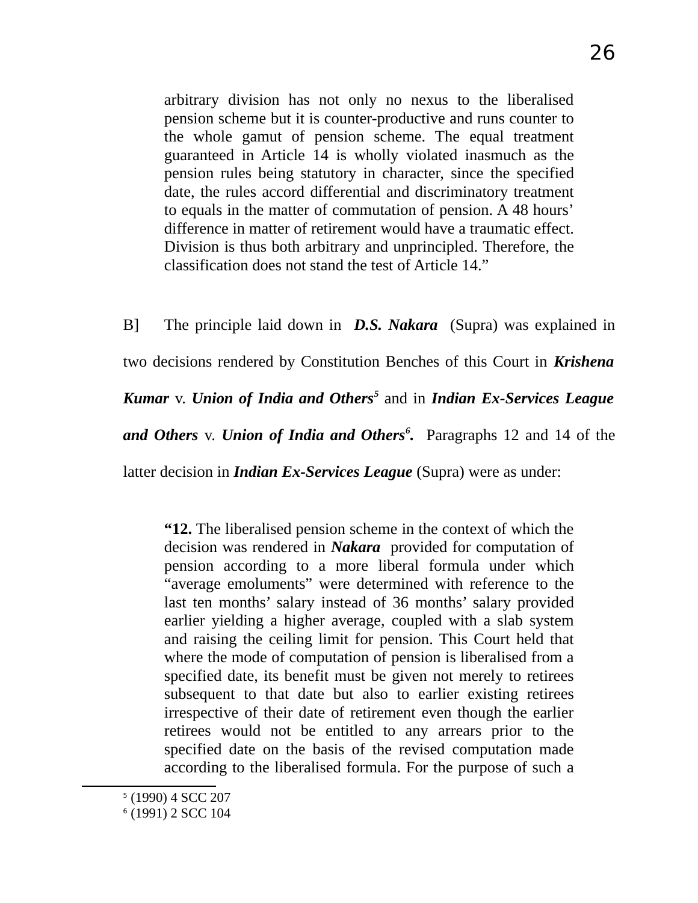> arbitrary division has not only no nexus to the liberalised pension scheme but it is counter-productive and runs counter to the whole gamut of pension scheme. The equal treatment guaranteed in Article 14 is wholly violated inasmuch as the pension rules being statutory in character, since the specified date, the rules accord differential and discriminatory treatment to equals in the matter of commutation of pension. A 48 hours' difference in matter of retirement would have a traumatic effect. Division is thus both arbitrary and unprincipled. Therefore, the classification does not stand the test of Article 14."

B] The principle laid down in ***D.S. Nakara*** (Supra) was explained in two decisions rendered by Constitution Benches of this Court in ***Krishena Kumar*** v. ***Union of India and Others***[5] and in ***Indian Ex-Services League and Others*** v. ***Union of India and Others***[6]**.** Paragraphs 12 and 14 of the latter decision in ***Indian Ex-Services League*** (Supra) were as under:

> **"12.** The liberalised pension scheme in the context of which the decision was rendered in ***Nakara*** provided for computation of pension according to a more liberal formula under which "average emoluments" were determined with reference to the last ten months' salary instead of 36 months' salary provided earlier yielding a higher average, coupled with a slab system and raising the ceiling limit for pension. This Court held that where the mode of computation of pension is liberalised from a specified date, its benefit must be given not merely to retirees subsequent to that date but also to earlier existing retirees irrespective of their date of retirement even though the earlier retirees would not be entitled to any arrears prior to the specified date on the basis of the revised computation made according to the liberalised formula. For the purpose of such a

---

[5] (1990) 4 SCC 207

[6] (1991) 2 SCC 104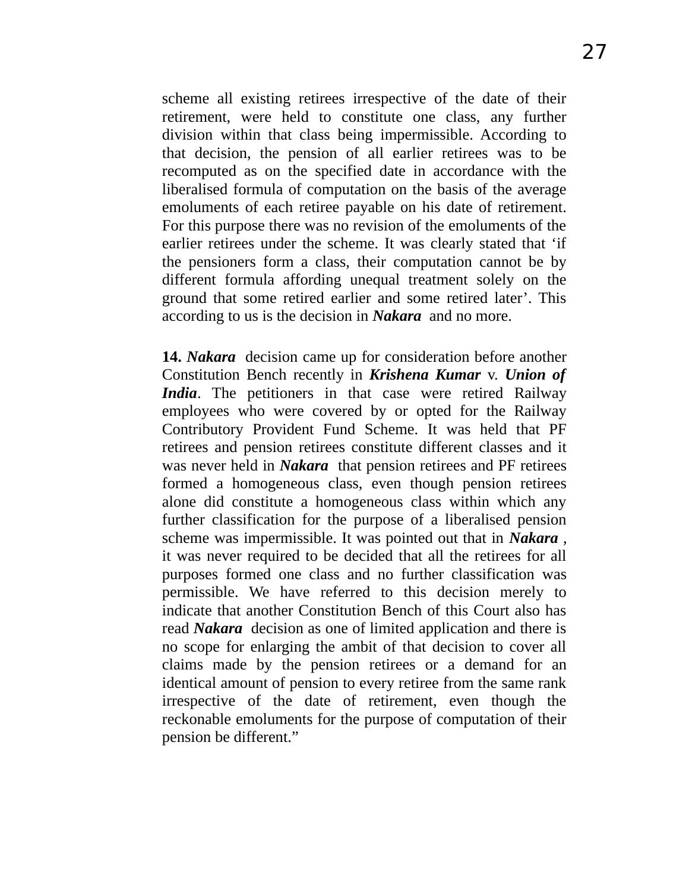scheme all existing retirees irrespective of the date of their retirement, were held to constitute one class, any further division within that class being impermissible. According to that decision, the pension of all earlier retirees was to be recomputed as on the specified date in accordance with the liberalised formula of computation on the basis of the average emoluments of each retiree payable on his date of retirement. For this purpose there was no revision of the emoluments of the earlier retirees under the scheme. It was clearly stated that 'if the pensioners form a class, their computation cannot be by different formula affording unequal treatment solely on the ground that some retired earlier and some retired later'. This according to us is the decision in ***Nakara*** and no more.

**14.** ***Nakara*** decision came up for consideration before another Constitution Bench recently in ***Krishena Kumar*** v. ***Union of India***. The petitioners in that case were retired Railway employees who were covered by or opted for the Railway Contributory Provident Fund Scheme. It was held that PF retirees and pension retirees constitute different classes and it was never held in ***Nakara*** that pension retirees and PF retirees formed a homogeneous class, even though pension retirees alone did constitute a homogeneous class within which any further classification for the purpose of a liberalised pension scheme was impermissible. It was pointed out that in ***Nakara*** , it was never required to be decided that all the retirees for all purposes formed one class and no further classification was permissible. We have referred to this decision merely to indicate that another Constitution Bench of this Court also has read ***Nakara*** decision as one of limited application and there is no scope for enlarging the ambit of that decision to cover all claims made by the pension retirees or a demand for an identical amount of pension to every retiree from the same rank irrespective of the date of retirement, even though the reckonable emoluments for the purpose of computation of their pension be different."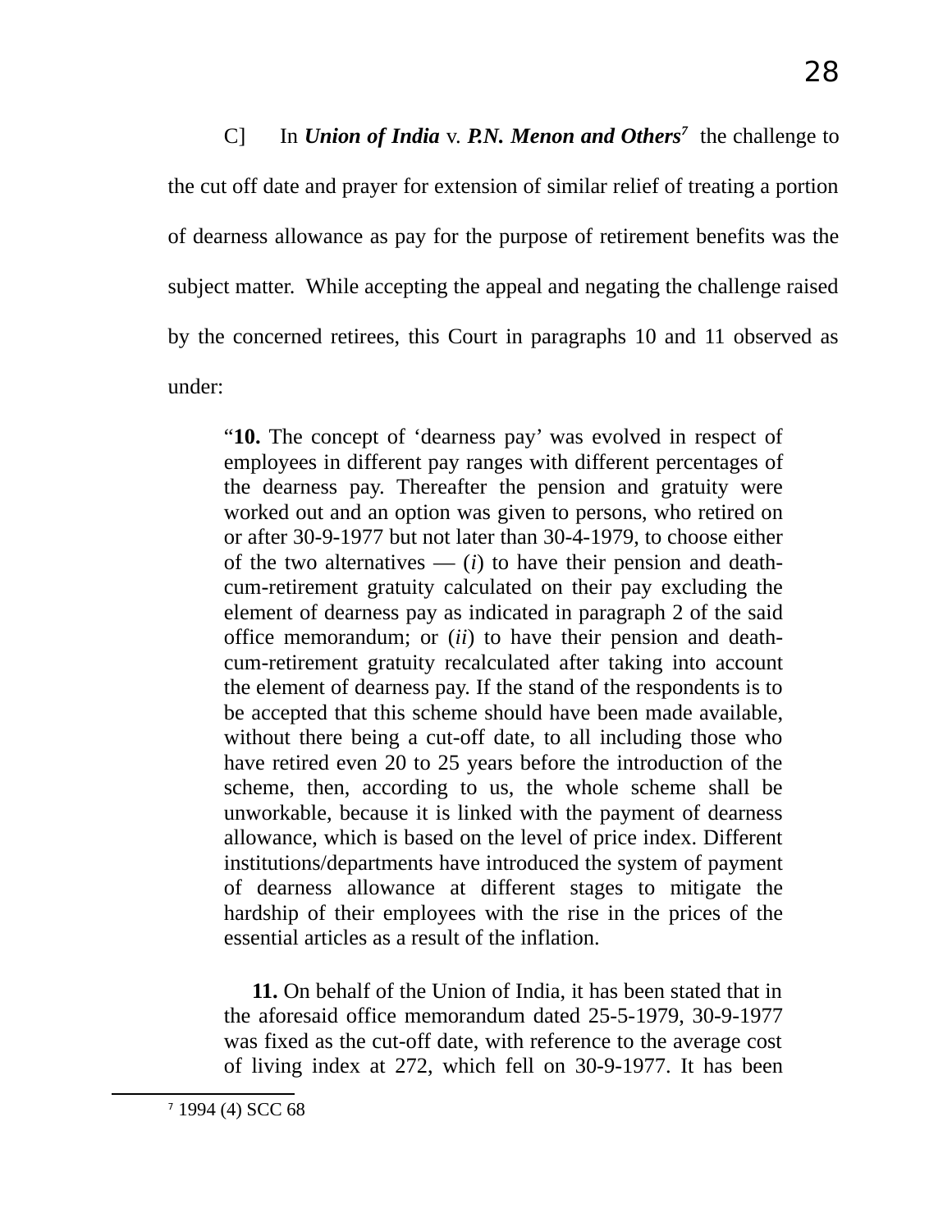C] In ***Union of India*** v. ***P.N. Menon and Others***[7] the challenge to the cut off date and prayer for extension of similar relief of treating a portion of dearness allowance as pay for the purpose of retirement benefits was the subject matter. While accepting the appeal and negating the challenge raised by the concerned retirees, this Court in paragraphs 10 and 11 observed as under:

> "**10.** The concept of 'dearness pay' was evolved in respect of employees in different pay ranges with different percentages of the dearness pay. Thereafter the pension and gratuity were worked out and an option was given to persons, who retired on or after 30-9-1977 but not later than 30-4-1979, to choose either of the two alternatives — (*i*) to have their pension and death-cum-retirement gratuity calculated on their pay excluding the element of dearness pay as indicated in paragraph 2 of the said office memorandum; or (*ii*) to have their pension and death-cum-retirement gratuity recalculated after taking into account the element of dearness pay. If the stand of the respondents is to be accepted that this scheme should have been made available, without there being a cut-off date, to all including those who have retired even 20 to 25 years before the introduction of the scheme, then, according to us, the whole scheme shall be unworkable, because it is linked with the payment of dearness allowance, which is based on the level of price index. Different institutions/departments have introduced the system of payment of dearness allowance at different stages to mitigate the hardship of their employees with the rise in the prices of the essential articles as a result of the inflation.
>
> **11.** On behalf of the Union of India, it has been stated that in the aforesaid office memorandum dated 25-5-1979, 30-9-1977 was fixed as the cut-off date, with reference to the average cost of living index at 272, which fell on 30-9-1977. It has been

[7] 1994 (4) SCC 68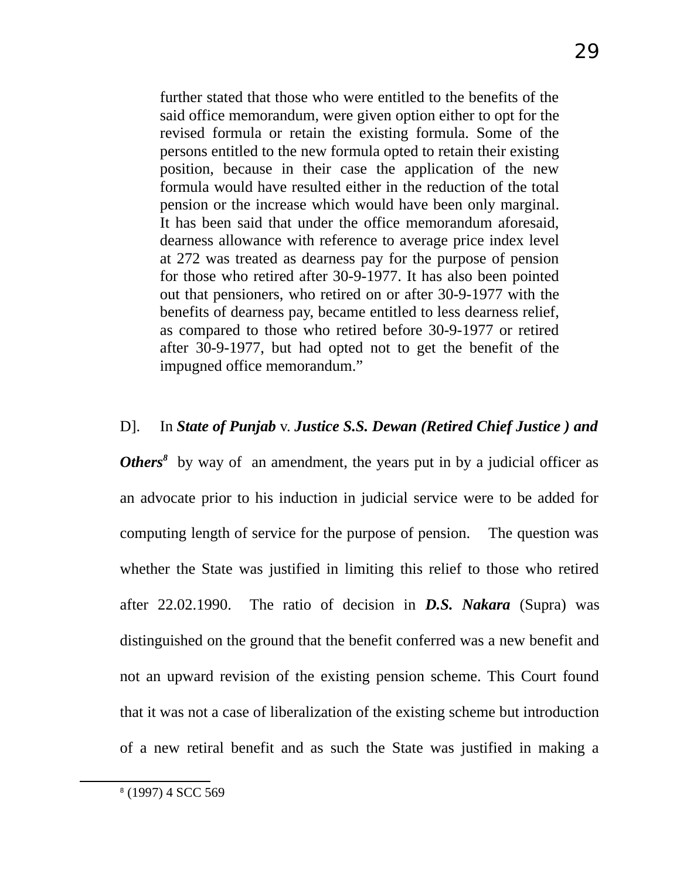> further stated that those who were entitled to the benefits of the said office memorandum, were given option either to opt for the revised formula or retain the existing formula. Some of the persons entitled to the new formula opted to retain their existing position, because in their case the application of the new formula would have resulted either in the reduction of the total pension or the increase which would have been only marginal. It has been said that under the office memorandum aforesaid, dearness allowance with reference to average price index level at 272 was treated as dearness pay for the purpose of pension for those who retired after 30-9-1977. It has also been pointed out that pensioners, who retired on or after 30-9-1977 with the benefits of dearness pay, became entitled to less dearness relief, as compared to those who retired before 30-9-1977 or retired after 30-9-1977, but had opted not to get the benefit of the impugned office memorandum."

D]. In ***State of Punjab*** v. ***Justice S.S. Dewan (Retired Chief Justice ) and Others***[8] by way of an amendment, the years put in by a judicial officer as an advocate prior to his induction in judicial service were to be added for computing length of service for the purpose of pension. The question was whether the State was justified in limiting this relief to those who retired after 22.02.1990. The ratio of decision in ***D.S. Nakara*** (Supra) was distinguished on the ground that the benefit conferred was a new benefit and not an upward revision of the existing pension scheme. This Court found that it was not a case of liberalization of the existing scheme but introduction of a new retiral benefit and as such the State was justified in making a

---

[8] (1997) 4 SCC 569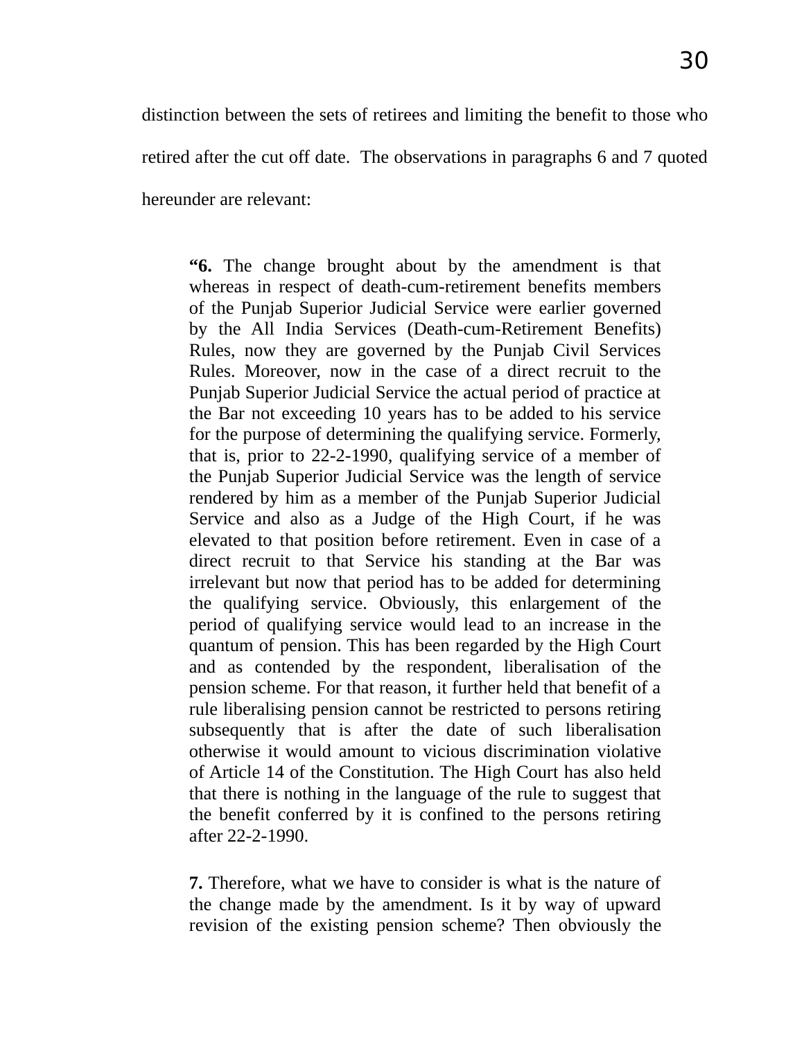distinction between the sets of retirees and limiting the benefit to those who retired after the cut off date. The observations in paragraphs 6 and 7 quoted hereunder are relevant:

> **"6.** The change brought about by the amendment is that whereas in respect of death-cum-retirement benefits members of the Punjab Superior Judicial Service were earlier governed by the All India Services (Death-cum-Retirement Benefits) Rules, now they are governed by the Punjab Civil Services Rules. Moreover, now in the case of a direct recruit to the Punjab Superior Judicial Service the actual period of practice at the Bar not exceeding 10 years has to be added to his service for the purpose of determining the qualifying service. Formerly, that is, prior to 22-2-1990, qualifying service of a member of the Punjab Superior Judicial Service was the length of service rendered by him as a member of the Punjab Superior Judicial Service and also as a Judge of the High Court, if he was elevated to that position before retirement. Even in case of a direct recruit to that Service his standing at the Bar was irrelevant but now that period has to be added for determining the qualifying service. Obviously, this enlargement of the period of qualifying service would lead to an increase in the quantum of pension. This has been regarded by the High Court and as contended by the respondent, liberalisation of the pension scheme. For that reason, it further held that benefit of a rule liberalising pension cannot be restricted to persons retiring subsequently that is after the date of such liberalisation otherwise it would amount to vicious discrimination violative of Article 14 of the Constitution. The High Court has also held that there is nothing in the language of the rule to suggest that the benefit conferred by it is confined to the persons retiring after 22-2-1990.
>
> **7.** Therefore, what we have to consider is what is the nature of the change made by the amendment. Is it by way of upward revision of the existing pension scheme? Then obviously the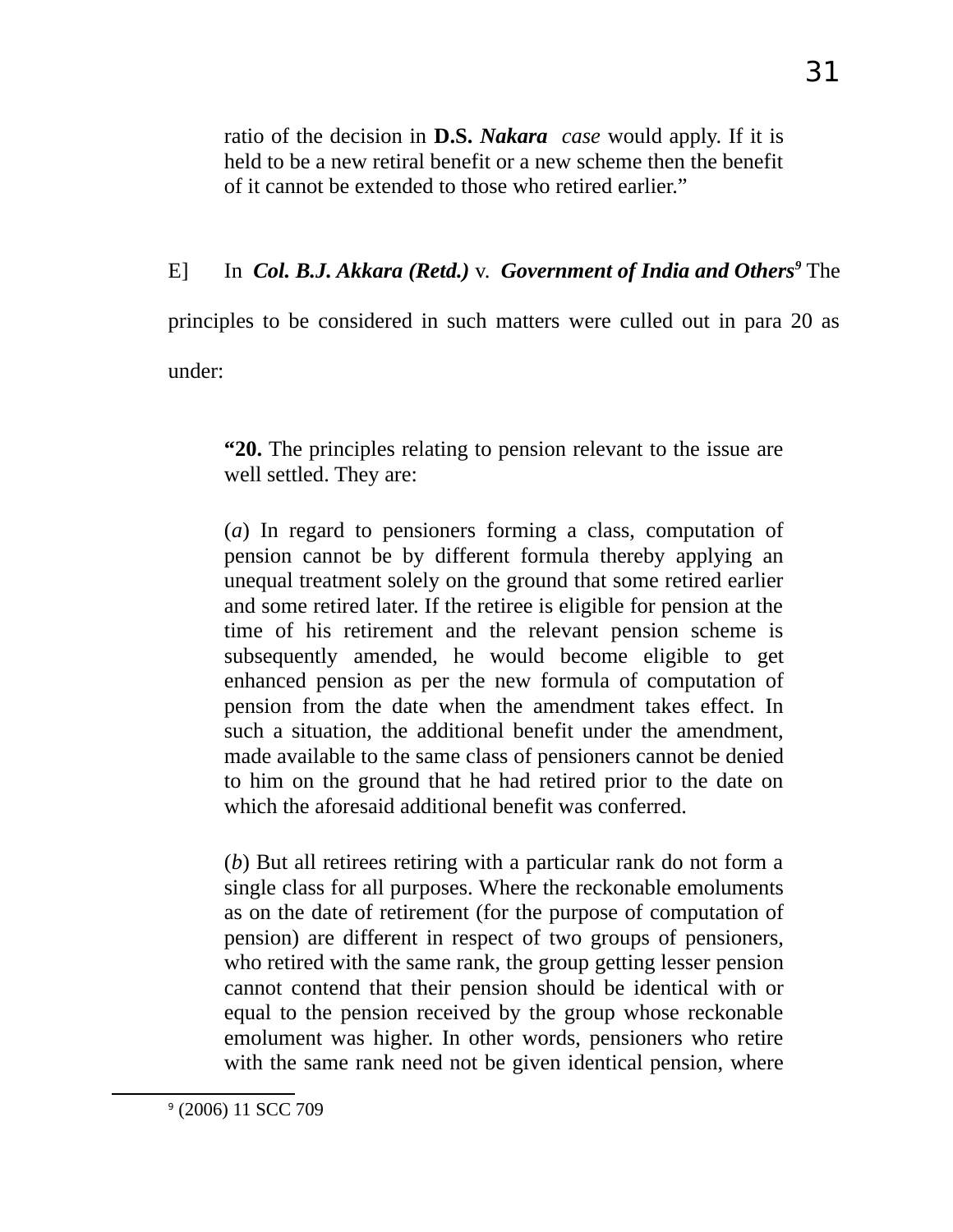> ratio of the decision in **D.S.** ***Nakara*** *case* would apply. If it is held to be a new retiral benefit or a new scheme then the benefit of it cannot be extended to those who retired earlier."

E] In ***Col. B.J. Akkara (Retd.)*** v. ***Government of India and Others***[9] The principles to be considered in such matters were culled out in para 20 as under:

> "**20.** The principles relating to pension relevant to the issue are well settled. They are:
>
> (*a*) In regard to pensioners forming a class, computation of pension cannot be by different formula thereby applying an unequal treatment solely on the ground that some retired earlier and some retired later. If the retiree is eligible for pension at the time of his retirement and the relevant pension scheme is subsequently amended, he would become eligible to get enhanced pension as per the new formula of computation of pension from the date when the amendment takes effect. In such a situation, the additional benefit under the amendment, made available to the same class of pensioners cannot be denied to him on the ground that he had retired prior to the date on which the aforesaid additional benefit was conferred.
>
> (*b*) But all retirees retiring with a particular rank do not form a single class for all purposes. Where the reckonable emoluments as on the date of retirement (for the purpose of computation of pension) are different in respect of two groups of pensioners, who retired with the same rank, the group getting lesser pension cannot contend that their pension should be identical with or equal to the pension received by the group whose reckonable emolument was higher. In other words, pensioners who retire with the same rank need not be given identical pension, where

[9] (2006) 11 SCC 709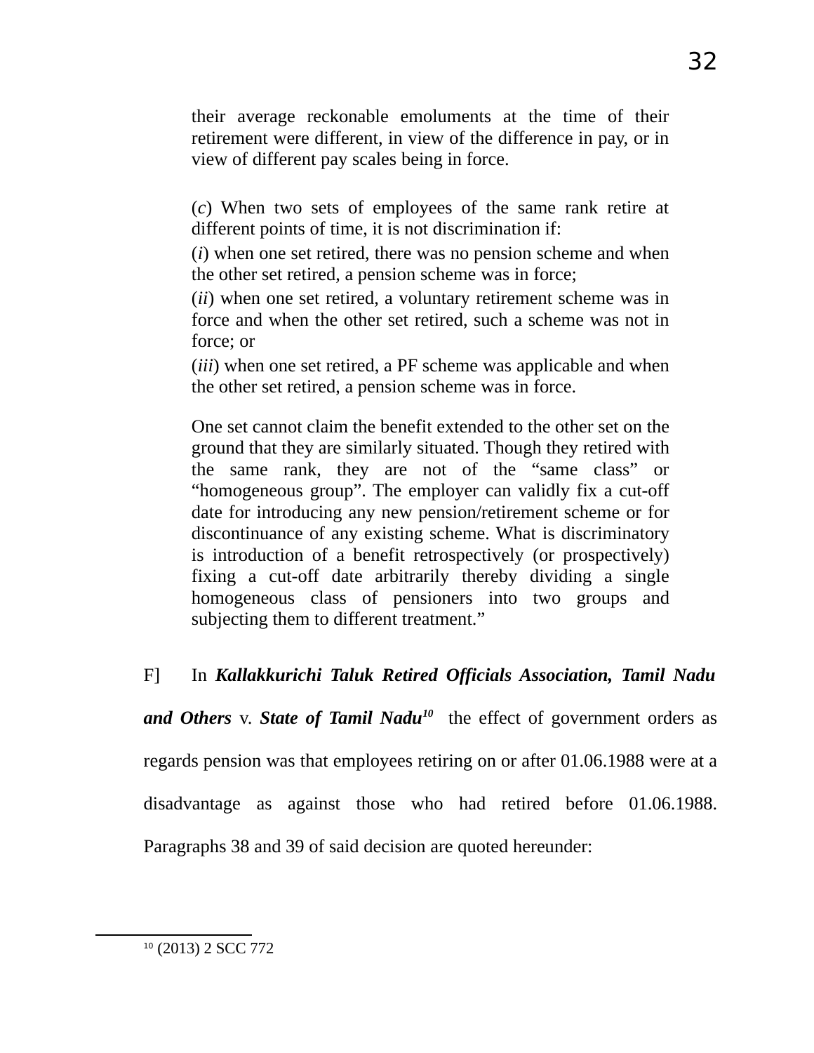> their average reckonable emoluments at the time of their retirement were different, in view of the difference in pay, or in view of different pay scales being in force.
>
> (*c*) When two sets of employees of the same rank retire at different points of time, it is not discrimination if:
>
> (*i*) when one set retired, there was no pension scheme and when the other set retired, a pension scheme was in force;
>
> (*ii*) when one set retired, a voluntary retirement scheme was in force and when the other set retired, such a scheme was not in force; or
>
> (*iii*) when one set retired, a PF scheme was applicable and when the other set retired, a pension scheme was in force.
>
> One set cannot claim the benefit extended to the other set on the ground that they are similarly situated. Though they retired with the same rank, they are not of the "same class" or "homogeneous group". The employer can validly fix a cut-off date for introducing any new pension/retirement scheme or for discontinuance of any existing scheme. What is discriminatory is introduction of a benefit retrospectively (or prospectively) fixing a cut-off date arbitrarily thereby dividing a single homogeneous class of pensioners into two groups and subjecting them to different treatment."

F] In ***Kallakkurichi Taluk Retired Officials Association, Tamil Nadu and Others*** v. ***State of Tamil Nadu***[10] the effect of government orders as regards pension was that employees retiring on or after 01.06.1988 were at a disadvantage as against those who had retired before 01.06.1988. Paragraphs 38 and 39 of said decision are quoted hereunder:

---

[10] (2013) 2 SCC 772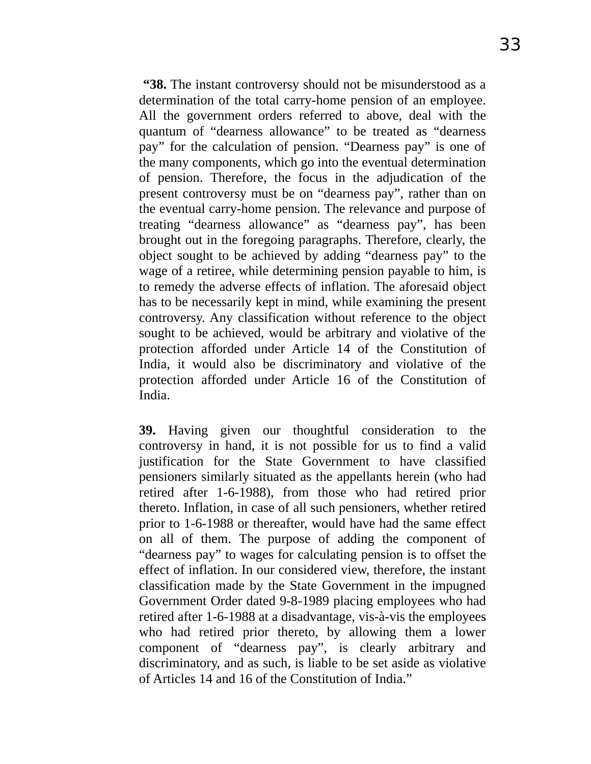"**38.** The instant controversy should not be misunderstood as a determination of the total carry-home pension of an employee. All the government orders referred to above, deal with the quantum of "dearness allowance" to be treated as "dearness pay" for the calculation of pension. "Dearness pay" is one of the many components, which go into the eventual determination of pension. Therefore, the focus in the adjudication of the present controversy must be on "dearness pay", rather than on the eventual carry-home pension. The relevance and purpose of treating "dearness allowance" as "dearness pay", has been brought out in the foregoing paragraphs. Therefore, clearly, the object sought to be achieved by adding "dearness pay" to the wage of a retiree, while determining pension payable to him, is to remedy the adverse effects of inflation. The aforesaid object has to be necessarily kept in mind, while examining the present controversy. Any classification without reference to the object sought to be achieved, would be arbitrary and violative of the protection afforded under Article 14 of the Constitution of India, it would also be discriminatory and violative of the protection afforded under Article 16 of the Constitution of India.

**39.** Having given our thoughtful consideration to the controversy in hand, it is not possible for us to find a valid justification for the State Government to have classified pensioners similarly situated as the appellants herein (who had retired after 1-6-1988), from those who had retired prior thereto. Inflation, in case of all such pensioners, whether retired prior to 1-6-1988 or thereafter, would have had the same effect on all of them. The purpose of adding the component of "dearness pay" to wages for calculating pension is to offset the effect of inflation. In our considered view, therefore, the instant classification made by the State Government in the impugned Government Order dated 9-8-1989 placing employees who had retired after 1-6-1988 at a disadvantage, vis-à-vis the employees who had retired prior thereto, by allowing them a lower component of "dearness pay", is clearly arbitrary and discriminatory, and as such, is liable to be set aside as violative of Articles 14 and 16 of the Constitution of India."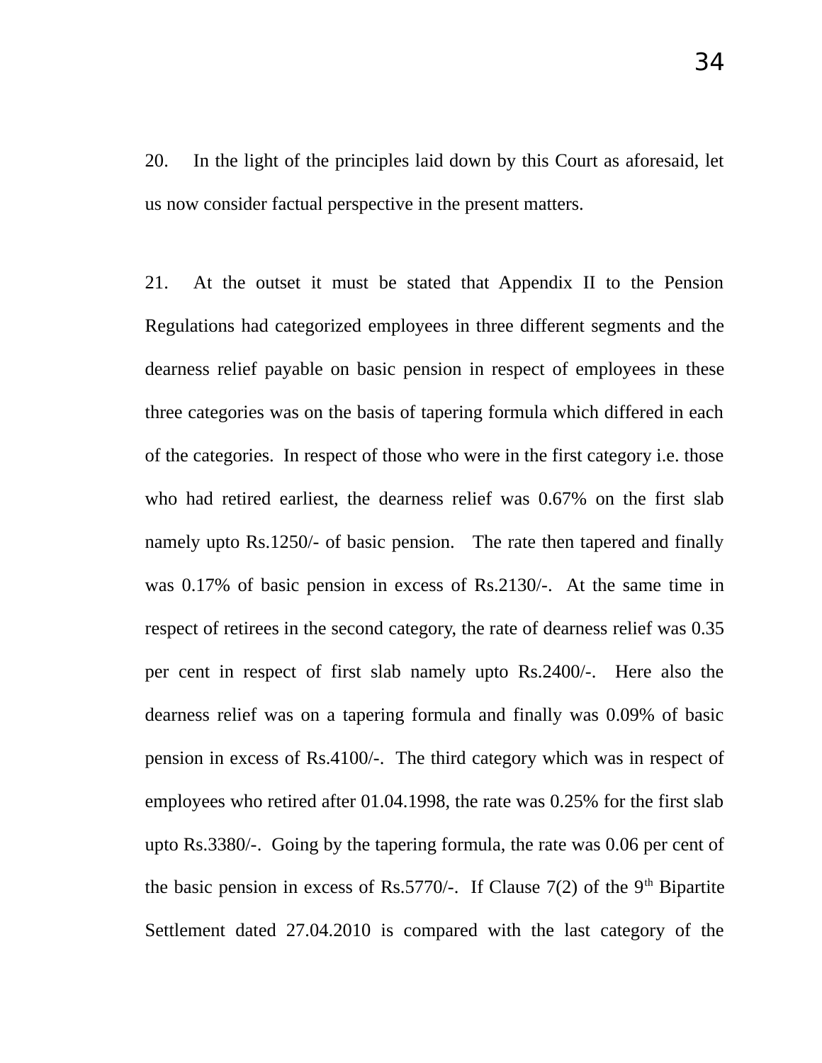20. In the light of the principles laid down by this Court as aforesaid, let us now consider factual perspective in the present matters.

21. At the outset it must be stated that Appendix II to the Pension Regulations had categorized employees in three different segments and the dearness relief payable on basic pension in respect of employees in these three categories was on the basis of tapering formula which differed in each of the categories. In respect of those who were in the first category i.e. those who had retired earliest, the dearness relief was 0.67% on the first slab namely upto Rs.1250/- of basic pension. The rate then tapered and finally was 0.17% of basic pension in excess of Rs.2130/-. At the same time in respect of retirees in the second category, the rate of dearness relief was 0.35 per cent in respect of first slab namely upto Rs.2400/-. Here also the dearness relief was on a tapering formula and finally was 0.09% of basic pension in excess of Rs.4100/-. The third category which was in respect of employees who retired after 01.04.1998, the rate was 0.25% for the first slab upto Rs.3380/-. Going by the tapering formula, the rate was 0.06 per cent of the basic pension in excess of Rs.5770/-. If Clause 7(2) of the 9th Bipartite Settlement dated 27.04.2010 is compared with the last category of the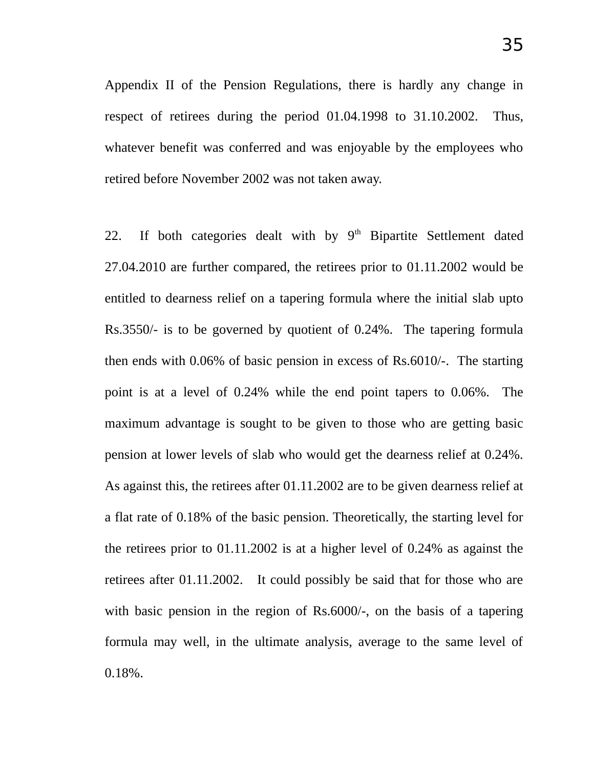Appendix II of the Pension Regulations, there is hardly any change in respect of retirees during the period 01.04.1998 to 31.10.2002. Thus, whatever benefit was conferred and was enjoyable by the employees who retired before November 2002 was not taken away.

22. If both categories dealt with by 9th Bipartite Settlement dated 27.04.2010 are further compared, the retirees prior to 01.11.2002 would be entitled to dearness relief on a tapering formula where the initial slab upto Rs.3550/- is to be governed by quotient of 0.24%. The tapering formula then ends with 0.06% of basic pension in excess of Rs.6010/-. The starting point is at a level of 0.24% while the end point tapers to 0.06%. The maximum advantage is sought to be given to those who are getting basic pension at lower levels of slab who would get the dearness relief at 0.24%. As against this, the retirees after 01.11.2002 are to be given dearness relief at a flat rate of 0.18% of the basic pension. Theoretically, the starting level for the retirees prior to 01.11.2002 is at a higher level of 0.24% as against the retirees after 01.11.2002. It could possibly be said that for those who are with basic pension in the region of Rs.6000/-, on the basis of a tapering formula may well, in the ultimate analysis, average to the same level of 0.18%.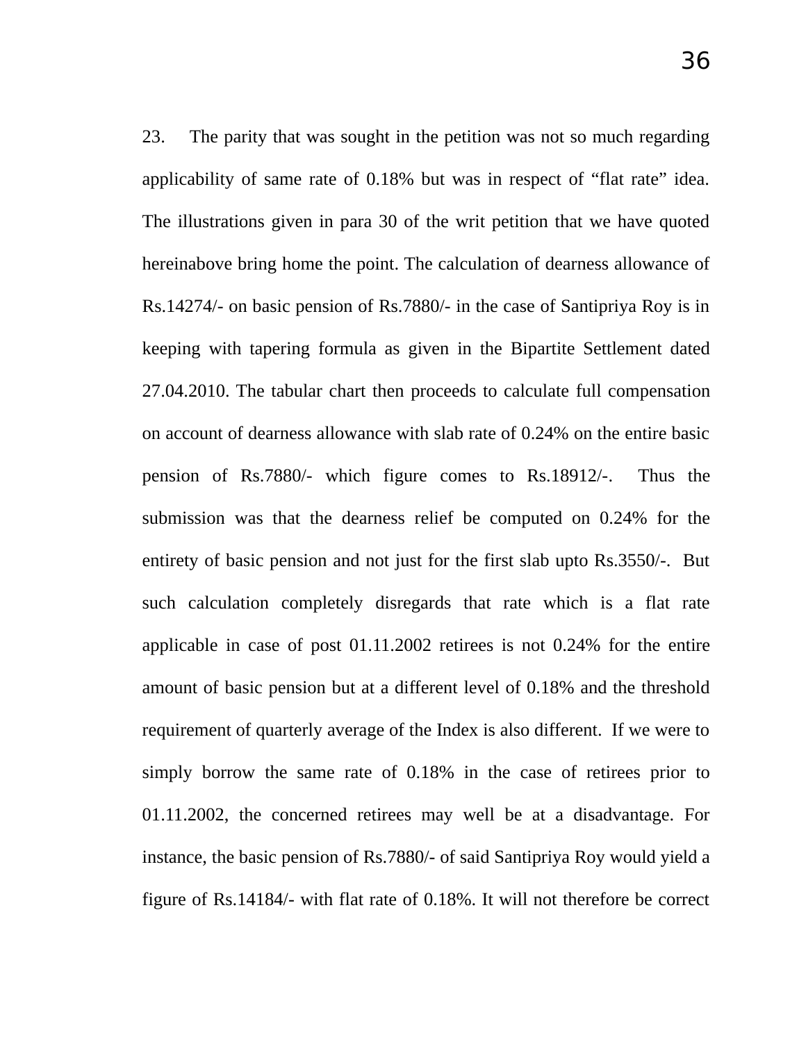23. The parity that was sought in the petition was not so much regarding applicability of same rate of 0.18% but was in respect of “flat rate” idea. The illustrations given in para 30 of the writ petition that we have quoted hereinabove bring home the point. The calculation of dearness allowance of Rs.14274/- on basic pension of Rs.7880/- in the case of Santipriya Roy is in keeping with tapering formula as given in the Bipartite Settlement dated 27.04.2010. The tabular chart then proceeds to calculate full compensation on account of dearness allowance with slab rate of 0.24% on the entire basic pension of Rs.7880/- which figure comes to Rs.18912/-. Thus the submission was that the dearness relief be computed on 0.24% for the entirety of basic pension and not just for the first slab upto Rs.3550/-. But such calculation completely disregards that rate which is a flat rate applicable in case of post 01.11.2002 retirees is not 0.24% for the entire amount of basic pension but at a different level of 0.18% and the threshold requirement of quarterly average of the Index is also different. If we were to simply borrow the same rate of 0.18% in the case of retirees prior to 01.11.2002, the concerned retirees may well be at a disadvantage. For instance, the basic pension of Rs.7880/- of said Santipriya Roy would yield a figure of Rs.14184/- with flat rate of 0.18%. It will not therefore be correct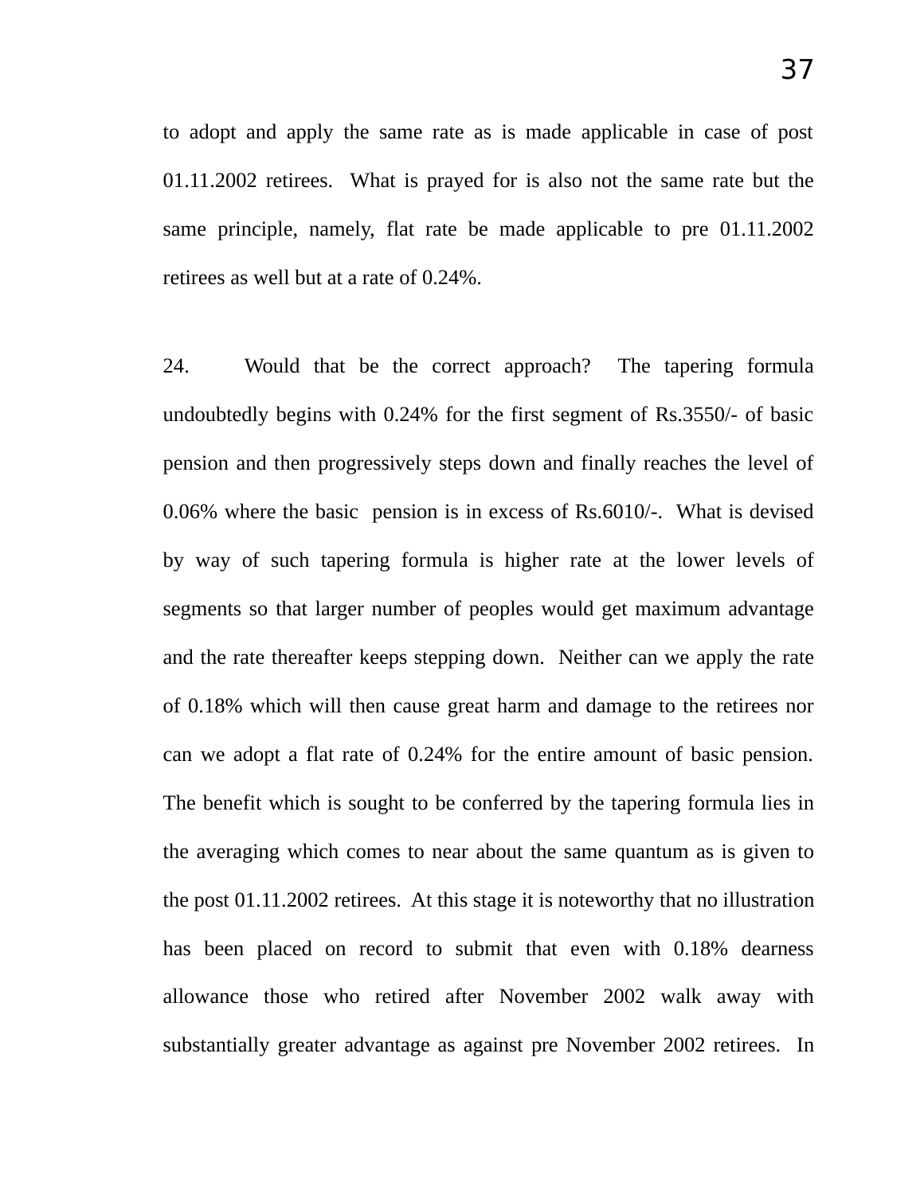to adopt and apply the same rate as is made applicable in case of post 01.11.2002 retirees. What is prayed for is also not the same rate but the same principle, namely, flat rate be made applicable to pre 01.11.2002 retirees as well but at a rate of 0.24%.

24. Would that be the correct approach? The tapering formula undoubtedly begins with 0.24% for the first segment of Rs.3550/- of basic pension and then progressively steps down and finally reaches the level of 0.06% where the basic pension is in excess of Rs.6010/-. What is devised by way of such tapering formula is higher rate at the lower levels of segments so that larger number of peoples would get maximum advantage and the rate thereafter keeps stepping down. Neither can we apply the rate of 0.18% which will then cause great harm and damage to the retirees nor can we adopt a flat rate of 0.24% for the entire amount of basic pension. The benefit which is sought to be conferred by the tapering formula lies in the averaging which comes to near about the same quantum as is given to the post 01.11.2002 retirees. At this stage it is noteworthy that no illustration has been placed on record to submit that even with 0.18% dearness allowance those who retired after November 2002 walk away with substantially greater advantage as against pre November 2002 retirees. In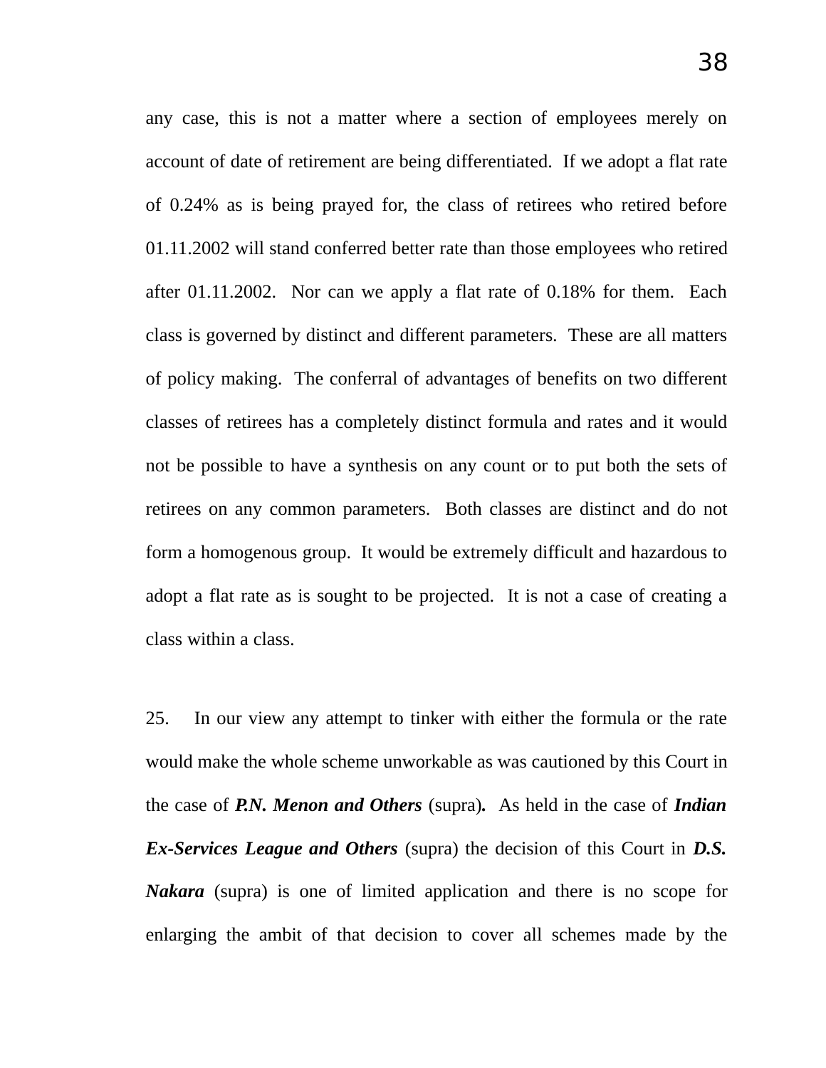any case, this is not a matter where a section of employees merely on account of date of retirement are being differentiated. If we adopt a flat rate of 0.24% as is being prayed for, the class of retirees who retired before 01.11.2002 will stand conferred better rate than those employees who retired after 01.11.2002. Nor can we apply a flat rate of 0.18% for them. Each class is governed by distinct and different parameters. These are all matters of policy making. The conferral of advantages of benefits on two different classes of retirees has a completely distinct formula and rates and it would not be possible to have a synthesis on any count or to put both the sets of retirees on any common parameters. Both classes are distinct and do not form a homogenous group. It would be extremely difficult and hazardous to adopt a flat rate as is sought to be projected. It is not a case of creating a class within a class.

25. In our view any attempt to tinker with either the formula or the rate would make the whole scheme unworkable as was cautioned by this Court in the case of ***P.N. Menon and Others*** (supra). As held in the case of ***Indian Ex-Services League and Others*** (supra) the decision of this Court in ***D.S. Nakara*** (supra) is one of limited application and there is no scope for enlarging the ambit of that decision to cover all schemes made by the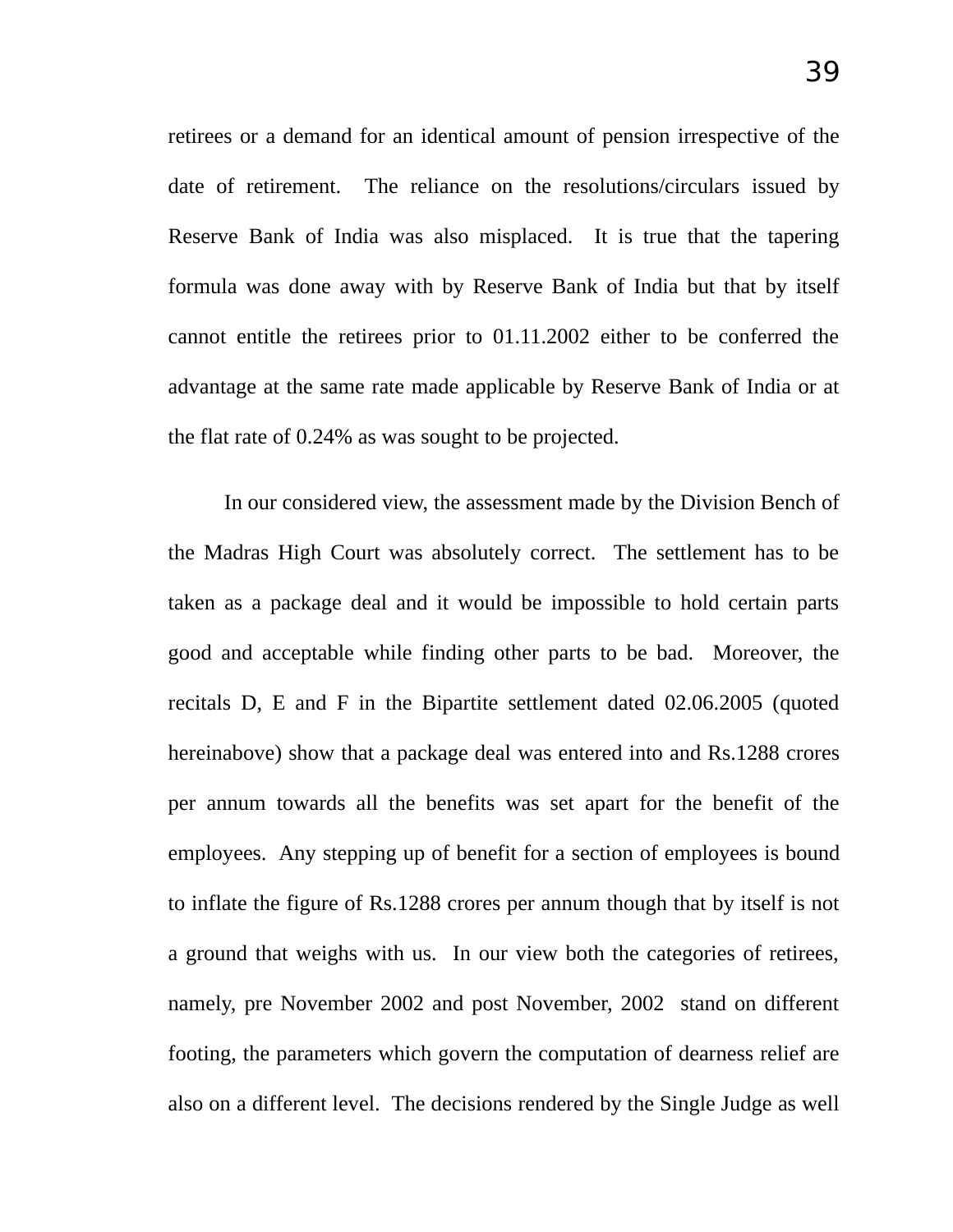retirees or a demand for an identical amount of pension irrespective of the date of retirement. The reliance on the resolutions/circulars issued by Reserve Bank of India was also misplaced. It is true that the tapering formula was done away with by Reserve Bank of India but that by itself cannot entitle the retirees prior to 01.11.2002 either to be conferred the advantage at the same rate made applicable by Reserve Bank of India or at the flat rate of 0.24% as was sought to be projected.

In our considered view, the assessment made by the Division Bench of the Madras High Court was absolutely correct. The settlement has to be taken as a package deal and it would be impossible to hold certain parts good and acceptable while finding other parts to be bad. Moreover, the recitals D, E and F in the Bipartite settlement dated 02.06.2005 (quoted hereinabove) show that a package deal was entered into and Rs.1288 crores per annum towards all the benefits was set apart for the benefit of the employees. Any stepping up of benefit for a section of employees is bound to inflate the figure of Rs.1288 crores per annum though that by itself is not a ground that weighs with us. In our view both the categories of retirees, namely, pre November 2002 and post November, 2002 stand on different footing, the parameters which govern the computation of dearness relief are also on a different level. The decisions rendered by the Single Judge as well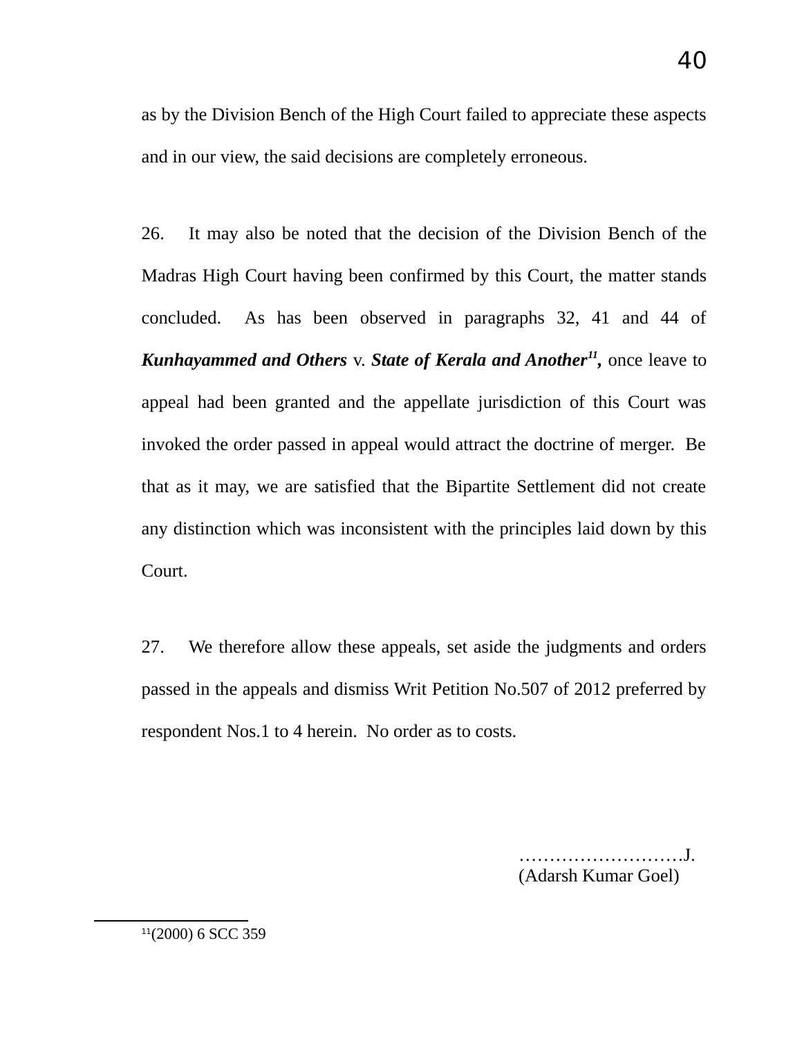as by the Division Bench of the High Court failed to appreciate these aspects and in our view, the said decisions are completely erroneous.

26. It may also be noted that the decision of the Division Bench of the Madras High Court having been confirmed by this Court, the matter stands concluded. As has been observed in paragraphs 32, 41 and 44 of ***Kunhayammed and Others*** v. ***State of Kerala and Another***[11]**,** once leave to appeal had been granted and the appellate jurisdiction of this Court was invoked the order passed in appeal would attract the doctrine of merger. Be that as it may, we are satisfied that the Bipartite Settlement did not create any distinction which was inconsistent with the principles laid down by this Court.

27. We therefore allow these appeals, set aside the judgments and orders passed in the appeals and dismiss Writ Petition No.507 of 2012 preferred by respondent Nos.1 to 4 herein. No order as to costs.

………………………J.
(Adarsh Kumar Goel)

---

[11](2000) 6 SCC 359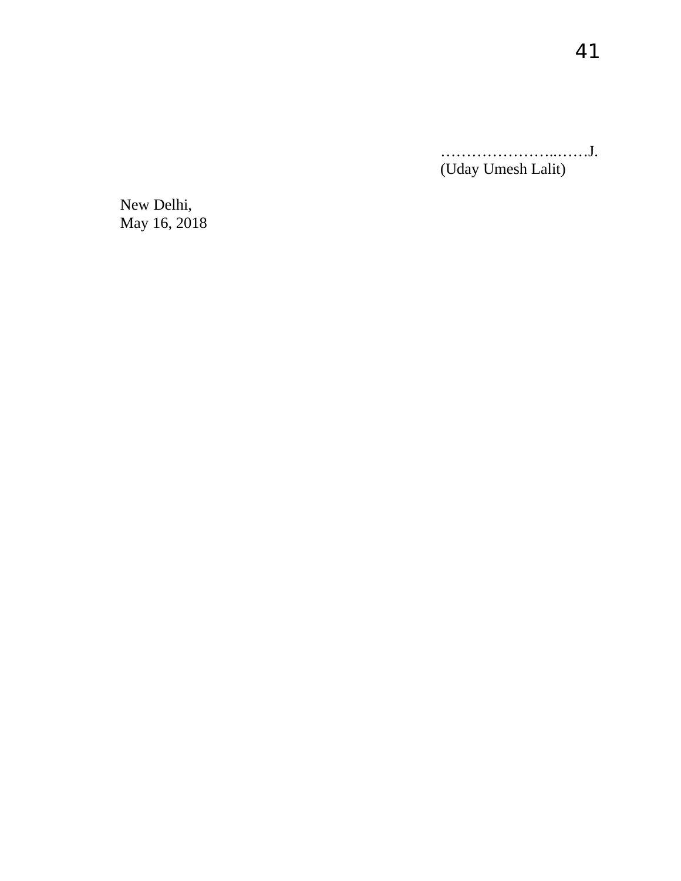…………………...……J.
(Uday Umesh Lalit)

New Delhi,
May 16, 2018